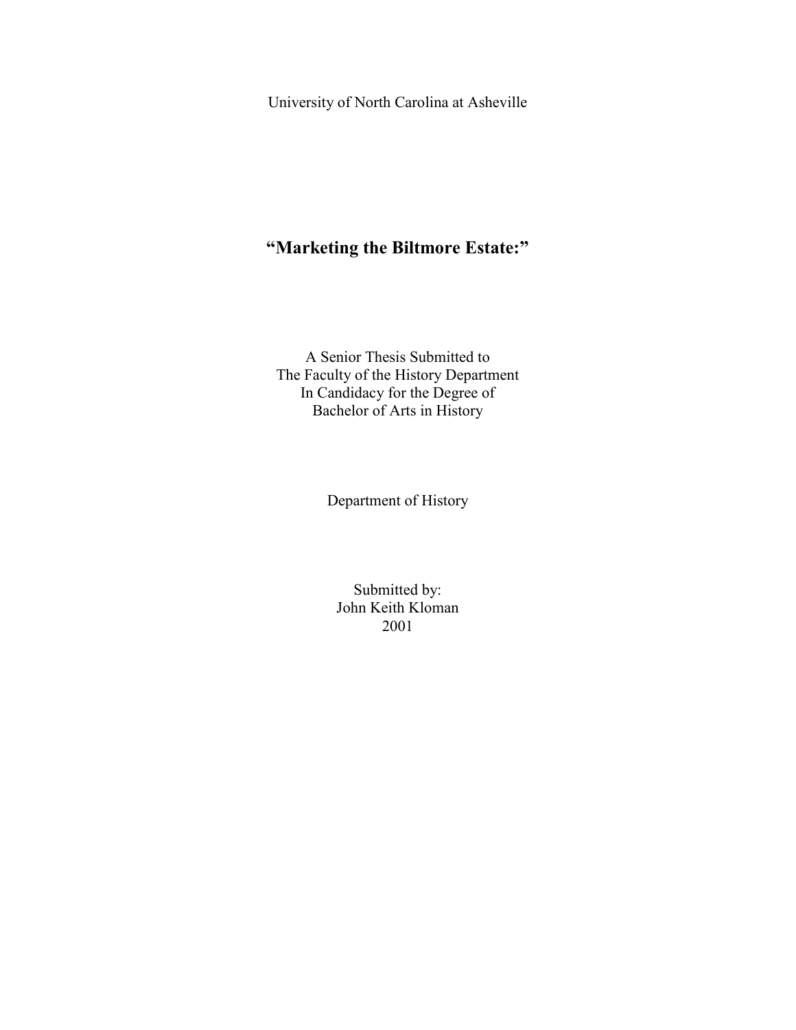University of North Carolina at Asheville

# "Marketing the Biltmore Estate:"

A Senior Thesis Submitted to
The Faculty of the History Department
In Candidacy for the Degree of
Bachelor of Arts in History

Department of History

Submitted by:
John Keith Kloman
2001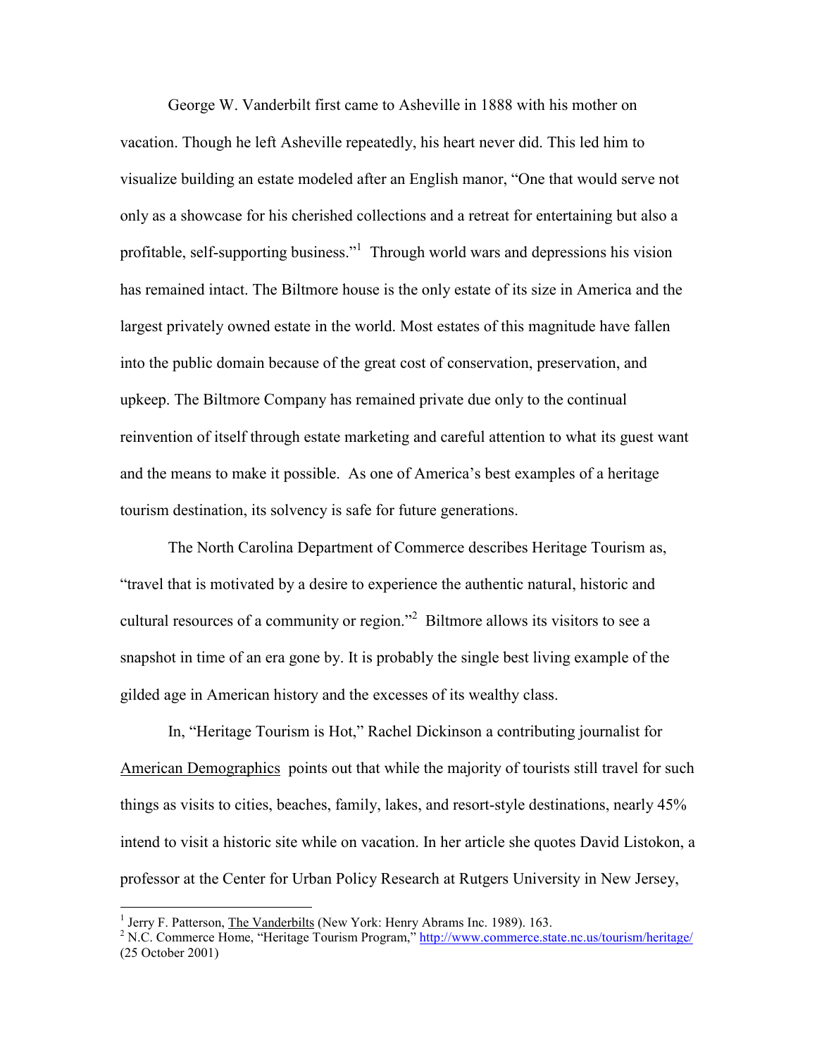George W. Vanderbilt first came to Asheville in 1888 with his mother on vacation. Though he left Asheville repeatedly, his heart never did. This led him to visualize building an estate modeled after an English manor, "One that would serve not only as a showcase for his cherished collections and a retreat for entertaining but also a profitable, self-supporting business."[1] Through world wars and depressions his vision has remained intact. The Biltmore house is the only estate of its size in America and the largest privately owned estate in the world. Most estates of this magnitude have fallen into the public domain because of the great cost of conservation, preservation, and upkeep. The Biltmore Company has remained private due only to the continual reinvention of itself through estate marketing and careful attention to what its guest want and the means to make it possible. As one of America's best examples of a heritage tourism destination, its solvency is safe for future generations.

The North Carolina Department of Commerce describes Heritage Tourism as, "travel that is motivated by a desire to experience the authentic natural, historic and cultural resources of a community or region."[2] Biltmore allows its visitors to see a snapshot in time of an era gone by. It is probably the single best living example of the gilded age in American history and the excesses of its wealthy class.

In, "Heritage Tourism is Hot," Rachel Dickinson a contributing journalist for American Demographics points out that while the majority of tourists still travel for such things as visits to cities, beaches, family, lakes, and resort-style destinations, nearly 45% intend to visit a historic site while on vacation. In her article she quotes David Listokon, a professor at the Center for Urban Policy Research at Rutgers University in New Jersey,

---

[1] Jerry F. Patterson, The Vanderbilts (New York: Henry Abrams Inc. 1989). 163.

[2] N.C. Commerce Home, "Heritage Tourism Program," http://www.commerce.state.nc.us/tourism/heritage/ (25 October 2001)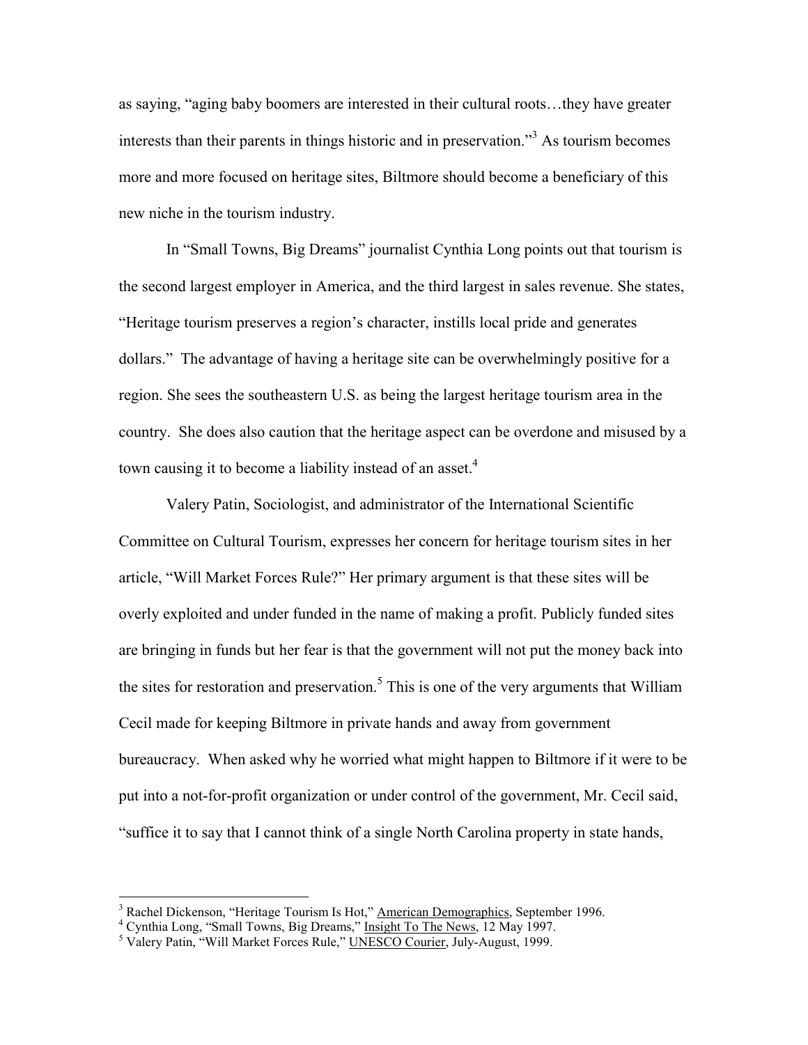as saying, "aging baby boomers are interested in their cultural roots…they have greater interests than their parents in things historic and in preservation."[3] As tourism becomes more and more focused on heritage sites, Biltmore should become a beneficiary of this new niche in the tourism industry.

In "Small Towns, Big Dreams" journalist Cynthia Long points out that tourism is the second largest employer in America, and the third largest in sales revenue. She states, "Heritage tourism preserves a region's character, instills local pride and generates dollars." The advantage of having a heritage site can be overwhelmingly positive for a region. She sees the southeastern U.S. as being the largest heritage tourism area in the country. She does also caution that the heritage aspect can be overdone and misused by a town causing it to become a liability instead of an asset.[4]

Valery Patin, Sociologist, and administrator of the International Scientific Committee on Cultural Tourism, expresses her concern for heritage tourism sites in her article, "Will Market Forces Rule?" Her primary argument is that these sites will be overly exploited and under funded in the name of making a profit. Publicly funded sites are bringing in funds but her fear is that the government will not put the money back into the sites for restoration and preservation.[5] This is one of the very arguments that William Cecil made for keeping Biltmore in private hands and away from government bureaucracy. When asked why he worried what might happen to Biltmore if it were to be put into a not-for-profit organization or under control of the government, Mr. Cecil said, "suffice it to say that I cannot think of a single North Carolina property in state hands,

---

[3] Rachel Dickenson, "Heritage Tourism Is Hot," American Demographics, September 1996.

[4] Cynthia Long, "Small Towns, Big Dreams," Insight To The News, 12 May 1997.

[5] Valery Patin, "Will Market Forces Rule," UNESCO Courier, July-August, 1999.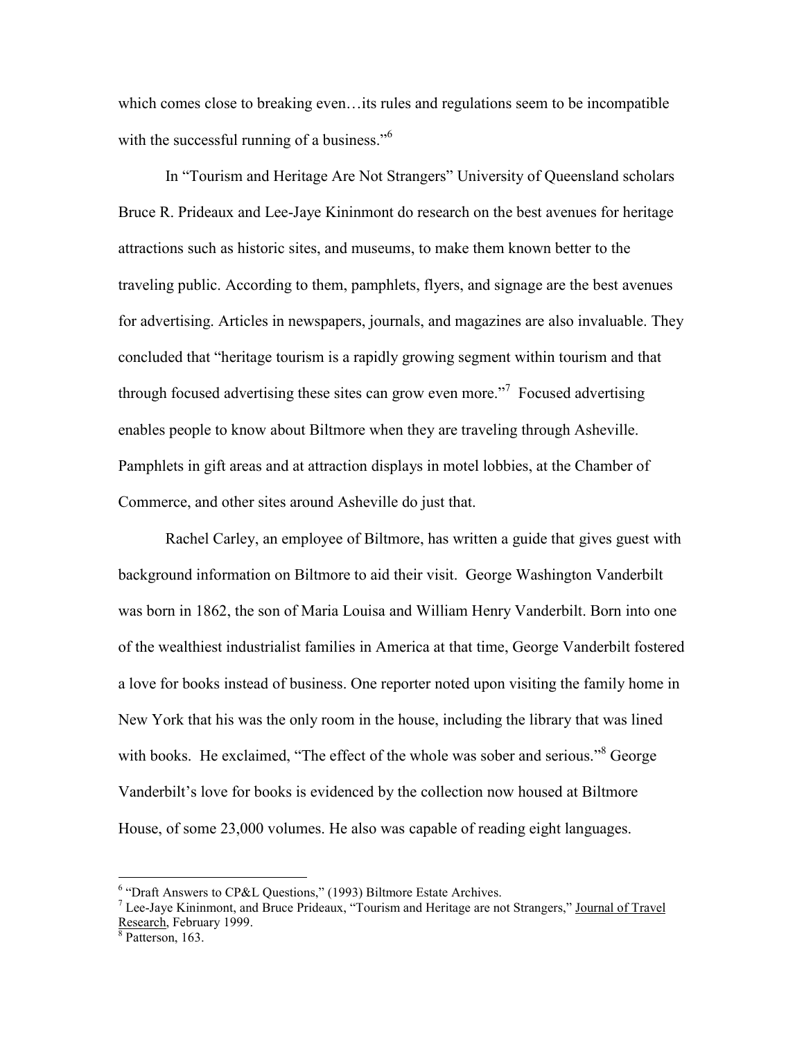which comes close to breaking even…its rules and regulations seem to be incompatible with the successful running of a business."[6]

In "Tourism and Heritage Are Not Strangers" University of Queensland scholars Bruce R. Prideaux and Lee-Jaye Kininmont do research on the best avenues for heritage attractions such as historic sites, and museums, to make them known better to the traveling public. According to them, pamphlets, flyers, and signage are the best avenues for advertising. Articles in newspapers, journals, and magazines are also invaluable. They concluded that "heritage tourism is a rapidly growing segment within tourism and that through focused advertising these sites can grow even more."[7] Focused advertising enables people to know about Biltmore when they are traveling through Asheville. Pamphlets in gift areas and at attraction displays in motel lobbies, at the Chamber of Commerce, and other sites around Asheville do just that.

Rachel Carley, an employee of Biltmore, has written a guide that gives guest with background information on Biltmore to aid their visit. George Washington Vanderbilt was born in 1862, the son of Maria Louisa and William Henry Vanderbilt. Born into one of the wealthiest industrialist families in America at that time, George Vanderbilt fostered a love for books instead of business. One reporter noted upon visiting the family home in New York that his was the only room in the house, including the library that was lined with books. He exclaimed, "The effect of the whole was sober and serious."[8] George Vanderbilt's love for books is evidenced by the collection now housed at Biltmore House, of some 23,000 volumes. He also was capable of reading eight languages.

---

[6] "Draft Answers to CP&L Questions," (1993) Biltmore Estate Archives.

[7] Lee-Jaye Kininmont, and Bruce Prideaux, "Tourism and Heritage are not Strangers," Journal of Travel Research, February 1999.

[8] Patterson, 163.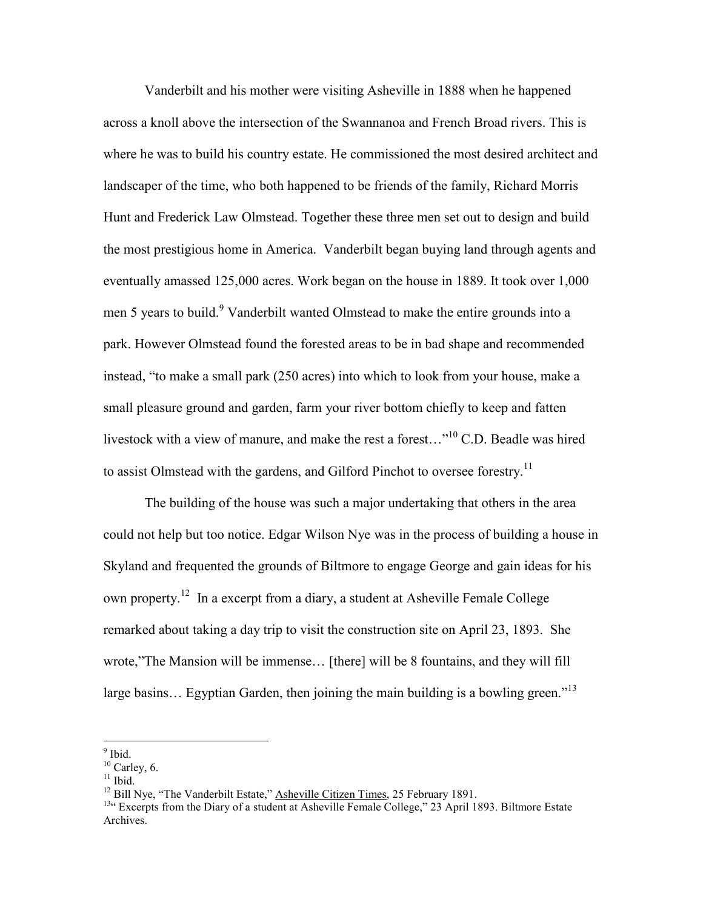Vanderbilt and his mother were visiting Asheville in 1888 when he happened across a knoll above the intersection of the Swannanoa and French Broad rivers. This is where he was to build his country estate. He commissioned the most desired architect and landscaper of the time, who both happened to be friends of the family, Richard Morris Hunt and Frederick Law Olmstead. Together these three men set out to design and build the most prestigious home in America. Vanderbilt began buying land through agents and eventually amassed 125,000 acres. Work began on the house in 1889. It took over 1,000 men 5 years to build.[9] Vanderbilt wanted Olmstead to make the entire grounds into a park. However Olmstead found the forested areas to be in bad shape and recommended instead, "to make a small park (250 acres) into which to look from your house, make a small pleasure ground and garden, farm your river bottom chiefly to keep and fatten livestock with a view of manure, and make the rest a forest…"[10] C.D. Beadle was hired to assist Olmstead with the gardens, and Gilford Pinchot to oversee forestry.[11]

The building of the house was such a major undertaking that others in the area could not help but too notice. Edgar Wilson Nye was in the process of building a house in Skyland and frequented the grounds of Biltmore to engage George and gain ideas for his own property.[12] In a excerpt from a diary, a student at Asheville Female College remarked about taking a day trip to visit the construction site on April 23, 1893. She wrote,"The Mansion will be immense… [there] will be 8 fountains, and they will fill large basins… Egyptian Garden, then joining the main building is a bowling green."[13]

---

[9] Ibid.

[10] Carley, 6.

[11] Ibid.

[12] Bill Nye, "The Vanderbilt Estate," Asheville Citizen Times, 25 February 1891.

[13] " Excerpts from the Diary of a student at Asheville Female College," 23 April 1893. Biltmore Estate Archives.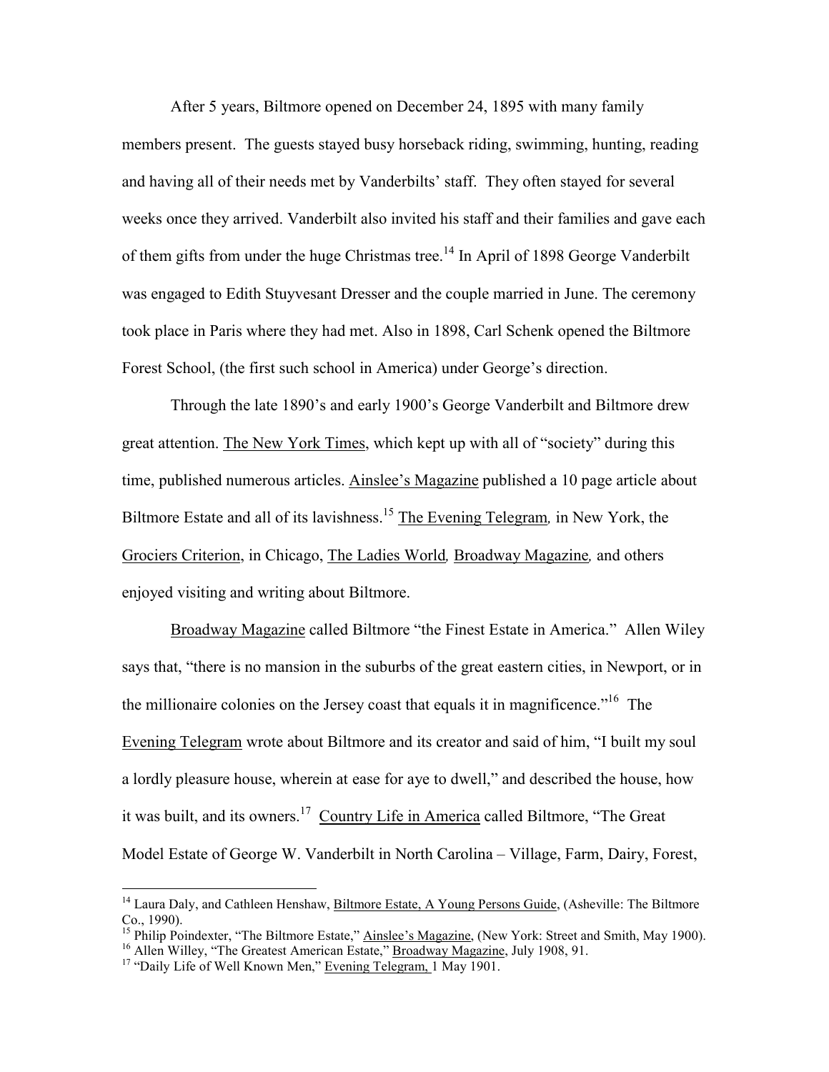After 5 years, Biltmore opened on December 24, 1895 with many family members present. The guests stayed busy horseback riding, swimming, hunting, reading and having all of their needs met by Vanderbilts' staff. They often stayed for several weeks once they arrived. Vanderbilt also invited his staff and their families and gave each of them gifts from under the huge Christmas tree.[14] In April of 1898 George Vanderbilt was engaged to Edith Stuyvesant Dresser and the couple married in June. The ceremony took place in Paris where they had met. Also in 1898, Carl Schenk opened the Biltmore Forest School, (the first such school in America) under George's direction.

Through the late 1890's and early 1900's George Vanderbilt and Biltmore drew great attention. The New York Times, which kept up with all of "society" during this time, published numerous articles. Ainslee's Magazine published a 10 page article about Biltmore Estate and all of its lavishness.[15] The Evening Telegram*,* in New York, the Grociers Criterion, in Chicago, The Ladies World*,* Broadway Magazine*,* and others enjoyed visiting and writing about Biltmore.

Broadway Magazine called Biltmore "the Finest Estate in America." Allen Wiley says that, "there is no mansion in the suburbs of the great eastern cities, in Newport, or in the millionaire colonies on the Jersey coast that equals it in magnificence."[16] The Evening Telegram wrote about Biltmore and its creator and said of him, "I built my soul a lordly pleasure house, wherein at ease for aye to dwell," and described the house, how it was built, and its owners.[17] Country Life in America called Biltmore, "The Great Model Estate of George W. Vanderbilt in North Carolina – Village, Farm, Dairy, Forest,

---

[14] Laura Daly, and Cathleen Henshaw, Biltmore Estate, A Young Persons Guide, (Asheville: The Biltmore Co., 1990).

[15] Philip Poindexter, "The Biltmore Estate," Ainslee's Magazine, (New York: Street and Smith, May 1900).

[16] Allen Willey, "The Greatest American Estate," Broadway Magazine, July 1908, 91.

[17] "Daily Life of Well Known Men," Evening Telegram, 1 May 1901.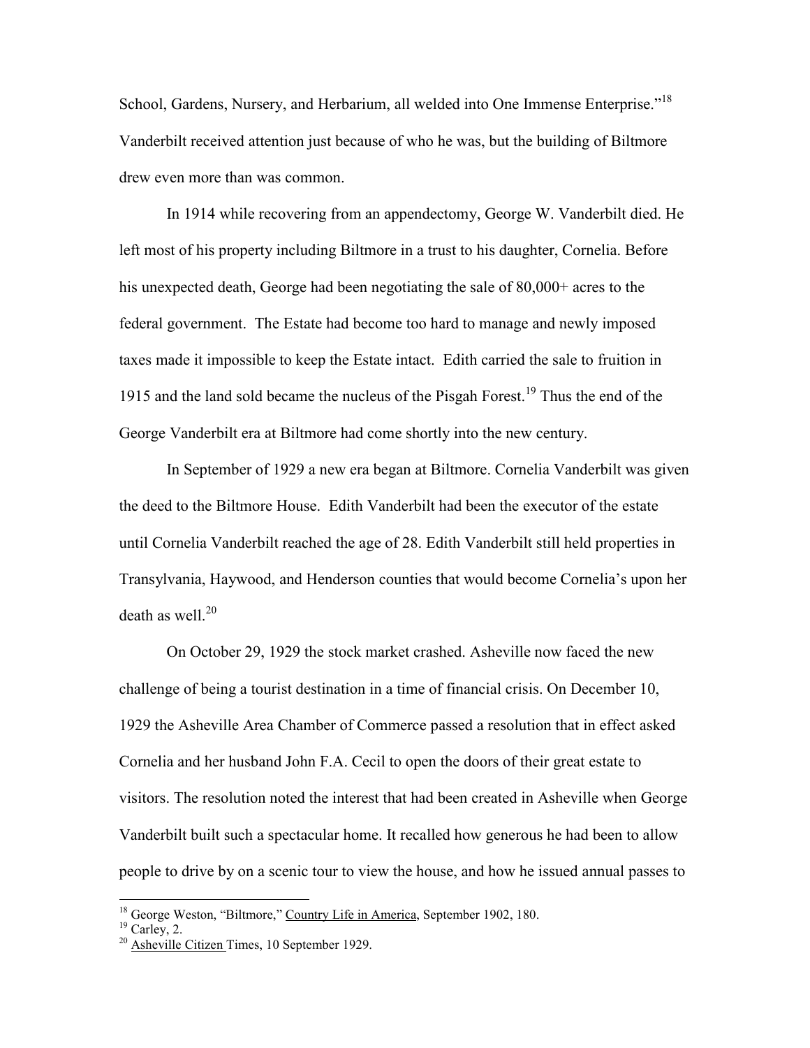School, Gardens, Nursery, and Herbarium, all welded into One Immense Enterprise."[18] Vanderbilt received attention just because of who he was, but the building of Biltmore drew even more than was common.

In 1914 while recovering from an appendectomy, George W. Vanderbilt died. He left most of his property including Biltmore in a trust to his daughter, Cornelia. Before his unexpected death, George had been negotiating the sale of 80,000+ acres to the federal government. The Estate had become too hard to manage and newly imposed taxes made it impossible to keep the Estate intact. Edith carried the sale to fruition in 1915 and the land sold became the nucleus of the Pisgah Forest.[19] Thus the end of the George Vanderbilt era at Biltmore had come shortly into the new century.

In September of 1929 a new era began at Biltmore. Cornelia Vanderbilt was given the deed to the Biltmore House. Edith Vanderbilt had been the executor of the estate until Cornelia Vanderbilt reached the age of 28. Edith Vanderbilt still held properties in Transylvania, Haywood, and Henderson counties that would become Cornelia's upon her death as well.[20]

On October 29, 1929 the stock market crashed. Asheville now faced the new challenge of being a tourist destination in a time of financial crisis. On December 10, 1929 the Asheville Area Chamber of Commerce passed a resolution that in effect asked Cornelia and her husband John F.A. Cecil to open the doors of their great estate to visitors. The resolution noted the interest that had been created in Asheville when George Vanderbilt built such a spectacular home. It recalled how generous he had been to allow people to drive by on a scenic tour to view the house, and how he issued annual passes to

---

[18] George Weston, "Biltmore," Country Life in America, September 1902, 180.

[19] Carley, 2.

[20] Asheville Citizen Times, 10 September 1929.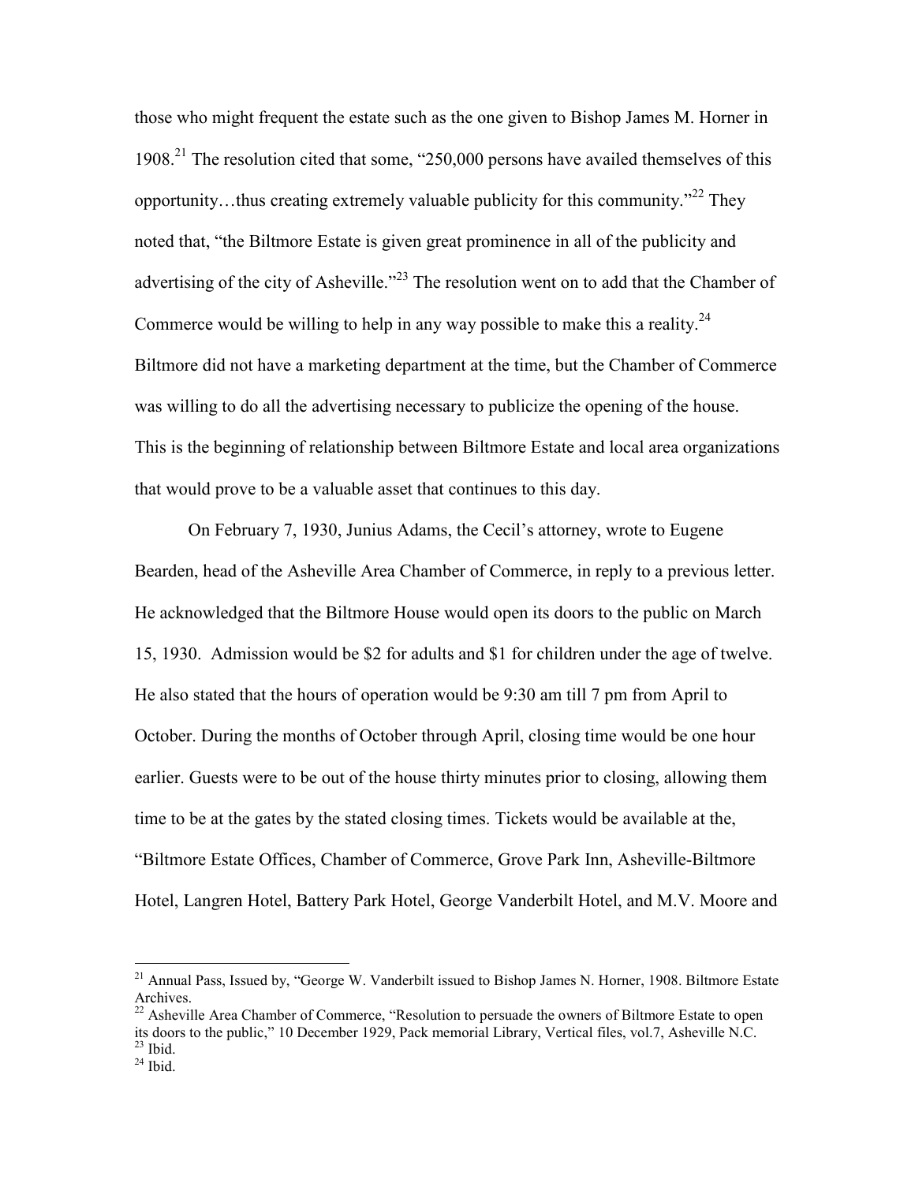those who might frequent the estate such as the one given to Bishop James M. Horner in 1908.[21] The resolution cited that some, "250,000 persons have availed themselves of this opportunity…thus creating extremely valuable publicity for this community."[22] They noted that, "the Biltmore Estate is given great prominence in all of the publicity and advertising of the city of Asheville."[23] The resolution went on to add that the Chamber of Commerce would be willing to help in any way possible to make this a reality.[24] Biltmore did not have a marketing department at the time, but the Chamber of Commerce was willing to do all the advertising necessary to publicize the opening of the house. This is the beginning of relationship between Biltmore Estate and local area organizations that would prove to be a valuable asset that continues to this day.

On February 7, 1930, Junius Adams, the Cecil's attorney, wrote to Eugene Bearden, head of the Asheville Area Chamber of Commerce, in reply to a previous letter. He acknowledged that the Biltmore House would open its doors to the public on March 15, 1930. Admission would be $2 for adults and $1 for children under the age of twelve. He also stated that the hours of operation would be 9:30 am till 7 pm from April to October. During the months of October through April, closing time would be one hour earlier. Guests were to be out of the house thirty minutes prior to closing, allowing them time to be at the gates by the stated closing times. Tickets would be available at the, "Biltmore Estate Offices, Chamber of Commerce, Grove Park Inn, Asheville-Biltmore Hotel, Langren Hotel, Battery Park Hotel, George Vanderbilt Hotel, and M.V. Moore and

---

[21] Annual Pass, Issued by, "George W. Vanderbilt issued to Bishop James N. Horner, 1908. Biltmore Estate Archives.

[22] Asheville Area Chamber of Commerce, "Resolution to persuade the owners of Biltmore Estate to open its doors to the public," 10 December 1929, Pack memorial Library, Vertical files, vol.7, Asheville N.C.

[23] Ibid.

[24] Ibid.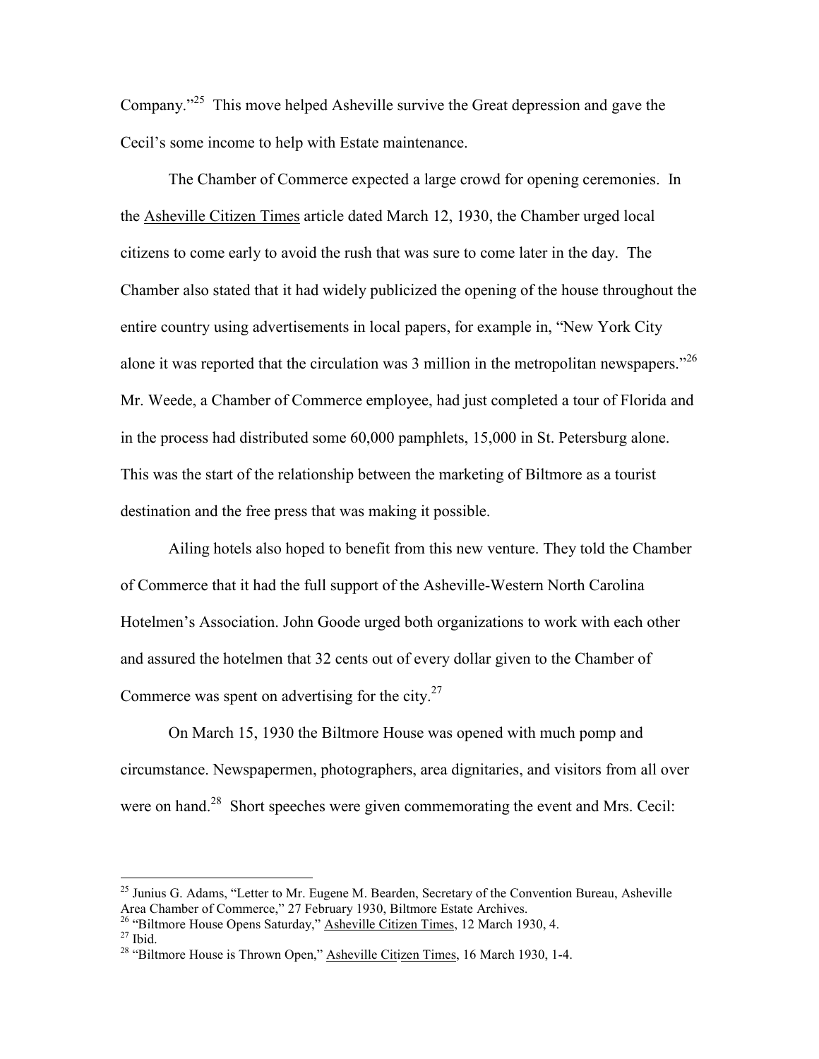Company."[25] This move helped Asheville survive the Great depression and gave the Cecil's some income to help with Estate maintenance.

The Chamber of Commerce expected a large crowd for opening ceremonies. In the Asheville Citizen Times article dated March 12, 1930, the Chamber urged local citizens to come early to avoid the rush that was sure to come later in the day. The Chamber also stated that it had widely publicized the opening of the house throughout the entire country using advertisements in local papers, for example in, "New York City alone it was reported that the circulation was 3 million in the metropolitan newspapers."[26] Mr. Weede, a Chamber of Commerce employee, had just completed a tour of Florida and in the process had distributed some 60,000 pamphlets, 15,000 in St. Petersburg alone. This was the start of the relationship between the marketing of Biltmore as a tourist destination and the free press that was making it possible.

Ailing hotels also hoped to benefit from this new venture. They told the Chamber of Commerce that it had the full support of the Asheville-Western North Carolina Hotelmen's Association. John Goode urged both organizations to work with each other and assured the hotelmen that 32 cents out of every dollar given to the Chamber of Commerce was spent on advertising for the city.[27]

On March 15, 1930 the Biltmore House was opened with much pomp and circumstance. Newspapermen, photographers, area dignitaries, and visitors from all over were on hand.[28] Short speeches were given commemorating the event and Mrs. Cecil:

---

[25] Junius G. Adams, "Letter to Mr. Eugene M. Bearden, Secretary of the Convention Bureau, Asheville Area Chamber of Commerce," 27 February 1930, Biltmore Estate Archives.

[26] "Biltmore House Opens Saturday," Asheville Citizen Times, 12 March 1930, 4.

[27] Ibid.

[28] "Biltmore House is Thrown Open," Asheville Citizen Times, 16 March 1930, 1-4.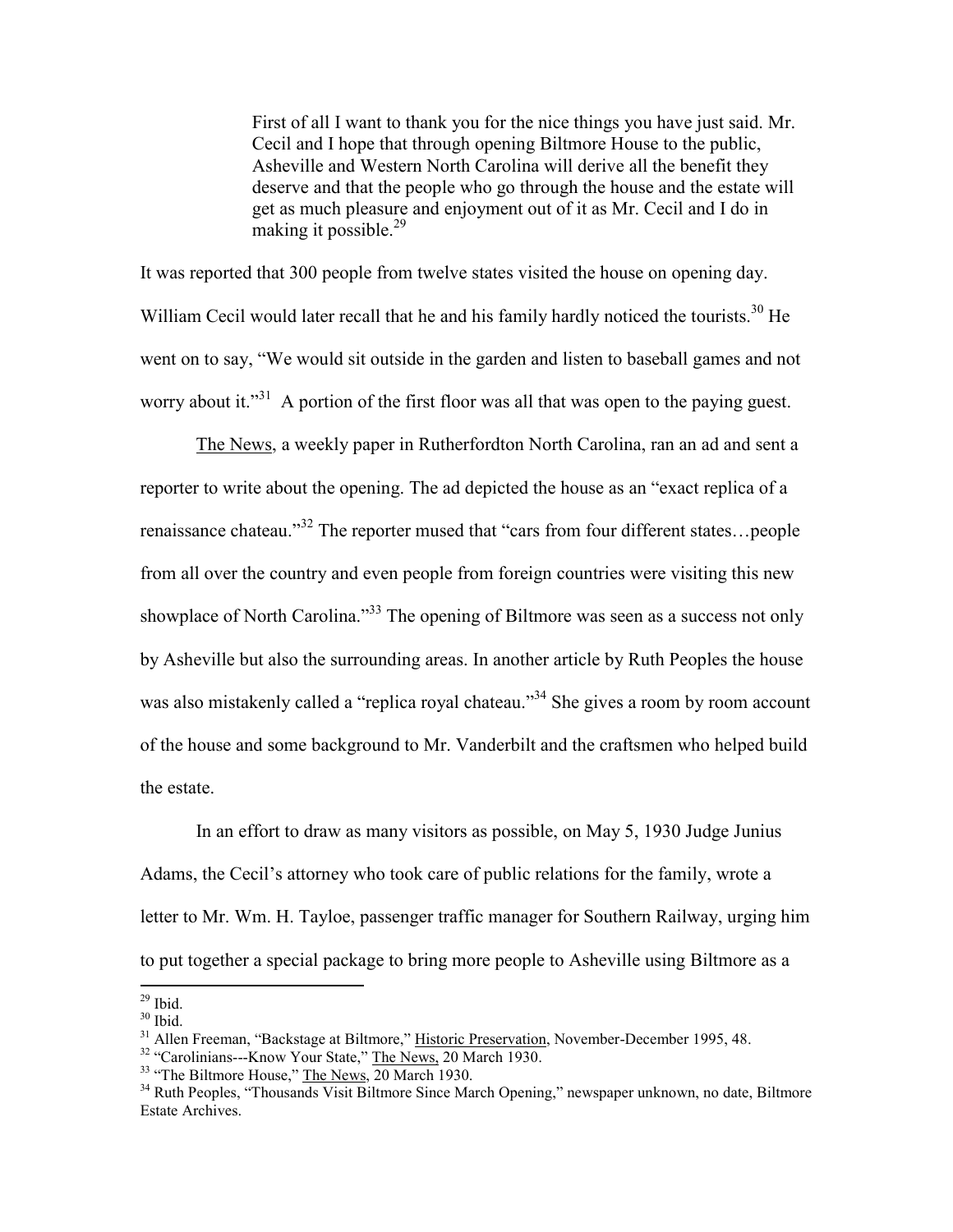> First of all I want to thank you for the nice things you have just said. Mr. Cecil and I hope that through opening Biltmore House to the public, Asheville and Western North Carolina will derive all the benefit they deserve and that the people who go through the house and the estate will get as much pleasure and enjoyment out of it as Mr. Cecil and I do in making it possible.[29]

It was reported that 300 people from twelve states visited the house on opening day. William Cecil would later recall that he and his family hardly noticed the tourists.[30] He went on to say, "We would sit outside in the garden and listen to baseball games and not worry about it."[31] A portion of the first floor was all that was open to the paying guest.

The News, a weekly paper in Rutherfordton North Carolina, ran an ad and sent a reporter to write about the opening. The ad depicted the house as an "exact replica of a renaissance chateau."[32] The reporter mused that "cars from four different states…people from all over the country and even people from foreign countries were visiting this new showplace of North Carolina."[33] The opening of Biltmore was seen as a success not only by Asheville but also the surrounding areas. In another article by Ruth Peoples the house was also mistakenly called a "replica royal chateau."[34] She gives a room by room account of the house and some background to Mr. Vanderbilt and the craftsmen who helped build the estate.

In an effort to draw as many visitors as possible, on May 5, 1930 Judge Junius Adams, the Cecil's attorney who took care of public relations for the family, wrote a letter to Mr. Wm. H. Tayloe, passenger traffic manager for Southern Railway, urging him to put together a special package to bring more people to Asheville using Biltmore as a

---

[29] Ibid.

[30] Ibid.

[31] Allen Freeman, "Backstage at Biltmore," Historic Preservation, November-December 1995, 48.

[32] "Carolinians---Know Your State," The News, 20 March 1930.

[33] "The Biltmore House," The News, 20 March 1930.

[34] Ruth Peoples, "Thousands Visit Biltmore Since March Opening," newspaper unknown, no date, Biltmore Estate Archives.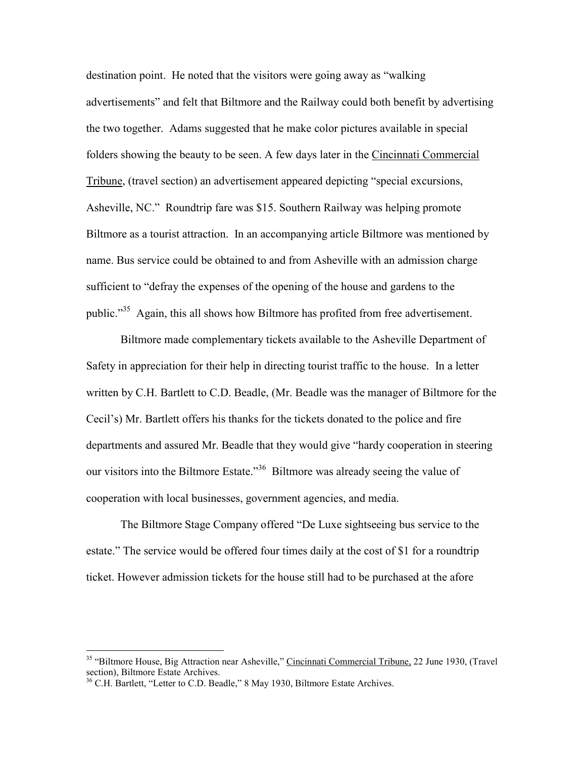destination point. He noted that the visitors were going away as "walking advertisements" and felt that Biltmore and the Railway could both benefit by advertising the two together. Adams suggested that he make color pictures available in special folders showing the beauty to be seen. A few days later in the Cincinnati Commercial Tribune, (travel section) an advertisement appeared depicting "special excursions, Asheville, NC." Roundtrip fare was $15. Southern Railway was helping promote Biltmore as a tourist attraction. In an accompanying article Biltmore was mentioned by name. Bus service could be obtained to and from Asheville with an admission charge sufficient to "defray the expenses of the opening of the house and gardens to the public."[35] Again, this all shows how Biltmore has profited from free advertisement.

Biltmore made complementary tickets available to the Asheville Department of Safety in appreciation for their help in directing tourist traffic to the house. In a letter written by C.H. Bartlett to C.D. Beadle, (Mr. Beadle was the manager of Biltmore for the Cecil's) Mr. Bartlett offers his thanks for the tickets donated to the police and fire departments and assured Mr. Beadle that they would give "hardy cooperation in steering our visitors into the Biltmore Estate."[36] Biltmore was already seeing the value of cooperation with local businesses, government agencies, and media.

The Biltmore Stage Company offered "De Luxe sightseeing bus service to the estate." The service would be offered four times daily at the cost of $1 for a roundtrip ticket. However admission tickets for the house still had to be purchased at the afore

---

[35] "Biltmore House, Big Attraction near Asheville," Cincinnati Commercial Tribune, 22 June 1930, (Travel section), Biltmore Estate Archives.

[36] C.H. Bartlett, "Letter to C.D. Beadle," 8 May 1930, Biltmore Estate Archives.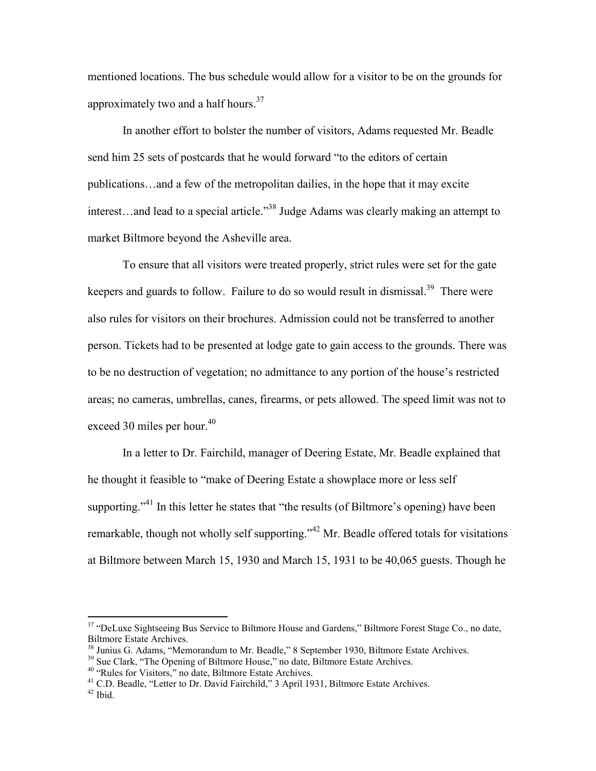mentioned locations. The bus schedule would allow for a visitor to be on the grounds for approximately two and a half hours.[37]

In another effort to bolster the number of visitors, Adams requested Mr. Beadle send him 25 sets of postcards that he would forward "to the editors of certain publications…and a few of the metropolitan dailies, in the hope that it may excite interest…and lead to a special article."[38] Judge Adams was clearly making an attempt to market Biltmore beyond the Asheville area.

To ensure that all visitors were treated properly, strict rules were set for the gate keepers and guards to follow. Failure to do so would result in dismissal.[39] There were also rules for visitors on their brochures. Admission could not be transferred to another person. Tickets had to be presented at lodge gate to gain access to the grounds. There was to be no destruction of vegetation; no admittance to any portion of the house's restricted areas; no cameras, umbrellas, canes, firearms, or pets allowed. The speed limit was not to exceed 30 miles per hour.[40]

In a letter to Dr. Fairchild, manager of Deering Estate, Mr. Beadle explained that he thought it feasible to "make of Deering Estate a showplace more or less self supporting."[41] In this letter he states that "the results (of Biltmore's opening) have been remarkable, though not wholly self supporting."[42] Mr. Beadle offered totals for visitations at Biltmore between March 15, 1930 and March 15, 1931 to be 40,065 guests. Though he

---

[37] "DeLuxe Sightseeing Bus Service to Biltmore House and Gardens," Biltmore Forest Stage Co., no date, Biltmore Estate Archives.

[38] Junius G. Adams, "Memorandum to Mr. Beadle," 8 September 1930, Biltmore Estate Archives.

[39] Sue Clark, "The Opening of Biltmore House," no date, Biltmore Estate Archives.

[40] "Rules for Visitors," no date, Biltmore Estate Archives.

[41] C.D. Beadle, "Letter to Dr. David Fairchild," 3 April 1931, Biltmore Estate Archives.

[42] Ibid.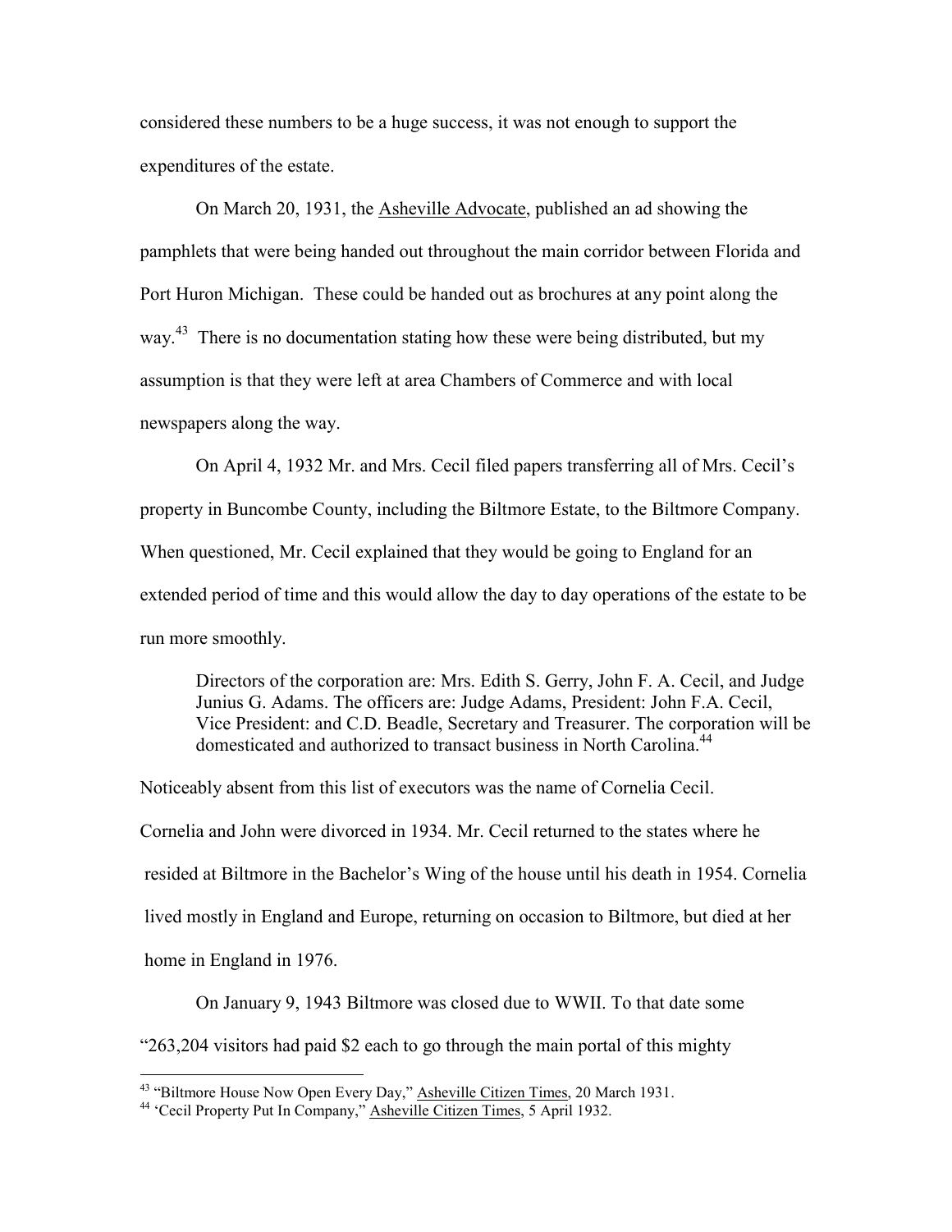considered these numbers to be a huge success, it was not enough to support the expenditures of the estate.

On March 20, 1931, the Asheville Advocate, published an ad showing the pamphlets that were being handed out throughout the main corridor between Florida and Port Huron Michigan. These could be handed out as brochures at any point along the way.[43] There is no documentation stating how these were being distributed, but my assumption is that they were left at area Chambers of Commerce and with local newspapers along the way.

On April 4, 1932 Mr. and Mrs. Cecil filed papers transferring all of Mrs. Cecil's property in Buncombe County, including the Biltmore Estate, to the Biltmore Company. When questioned, Mr. Cecil explained that they would be going to England for an extended period of time and this would allow the day to day operations of the estate to be run more smoothly.

> Directors of the corporation are: Mrs. Edith S. Gerry, John F. A. Cecil, and Judge Junius G. Adams. The officers are: Judge Adams, President: John F.A. Cecil, Vice President: and C.D. Beadle, Secretary and Treasurer. The corporation will be domesticated and authorized to transact business in North Carolina.[44]

Noticeably absent from this list of executors was the name of Cornelia Cecil. Cornelia and John were divorced in 1934. Mr. Cecil returned to the states where he resided at Biltmore in the Bachelor's Wing of the house until his death in 1954. Cornelia lived mostly in England and Europe, returning on occasion to Biltmore, but died at her home in England in 1976.

On January 9, 1943 Biltmore was closed due to WWII. To that date some "263,204 visitors had paid $2 each to go through the main portal of this mighty

---

[43] "Biltmore House Now Open Every Day," Asheville Citizen Times, 20 March 1931.

[44] 'Cecil Property Put In Company," Asheville Citizen Times, 5 April 1932.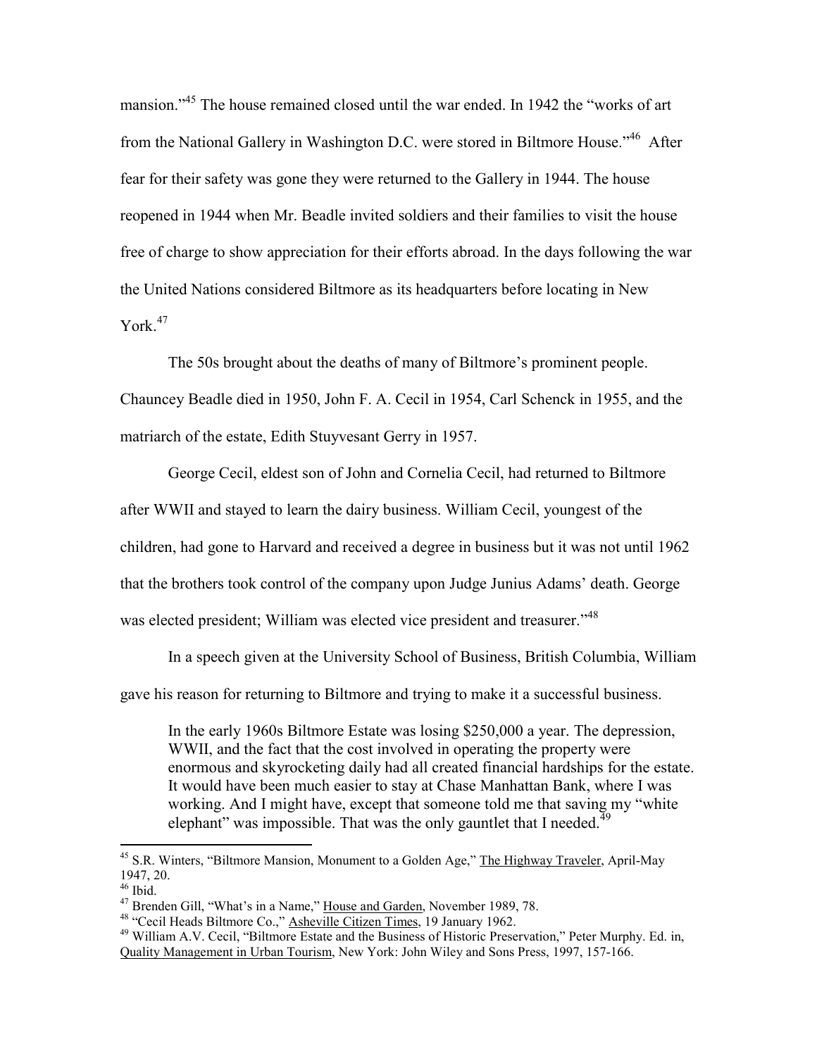mansion."[45] The house remained closed until the war ended. In 1942 the "works of art from the National Gallery in Washington D.C. were stored in Biltmore House."[46] After fear for their safety was gone they were returned to the Gallery in 1944. The house reopened in 1944 when Mr. Beadle invited soldiers and their families to visit the house free of charge to show appreciation for their efforts abroad. In the days following the war the United Nations considered Biltmore as its headquarters before locating in New York.[47]

The 50s brought about the deaths of many of Biltmore's prominent people. Chauncey Beadle died in 1950, John F. A. Cecil in 1954, Carl Schenck in 1955, and the matriarch of the estate, Edith Stuyvesant Gerry in 1957.

George Cecil, eldest son of John and Cornelia Cecil, had returned to Biltmore after WWII and stayed to learn the dairy business. William Cecil, youngest of the children, had gone to Harvard and received a degree in business but it was not until 1962 that the brothers took control of the company upon Judge Junius Adams' death. George was elected president; William was elected vice president and treasurer."[48]

In a speech given at the University School of Business, British Columbia, William gave his reason for returning to Biltmore and trying to make it a successful business.

> In the early 1960s Biltmore Estate was losing $250,000 a year. The depression, WWII, and the fact that the cost involved in operating the property were enormous and skyrocketing daily had all created financial hardships for the estate. It would have been much easier to stay at Chase Manhattan Bank, where I was working. And I might have, except that someone told me that saving my "white elephant" was impossible. That was the only gauntlet that I needed.[49]

---

[45] S.R. Winters, "Biltmore Mansion, Monument to a Golden Age," The Highway Traveler, April-May 1947, 20.

[46] Ibid.

[47] Brenden Gill, "What's in a Name," House and Garden, November 1989, 78.

[48] "Cecil Heads Biltmore Co.," Asheville Citizen Times, 19 January 1962.

[49] William A.V. Cecil, "Biltmore Estate and the Business of Historic Preservation," Peter Murphy. Ed. in, Quality Management in Urban Tourism, New York: John Wiley and Sons Press, 1997, 157-166.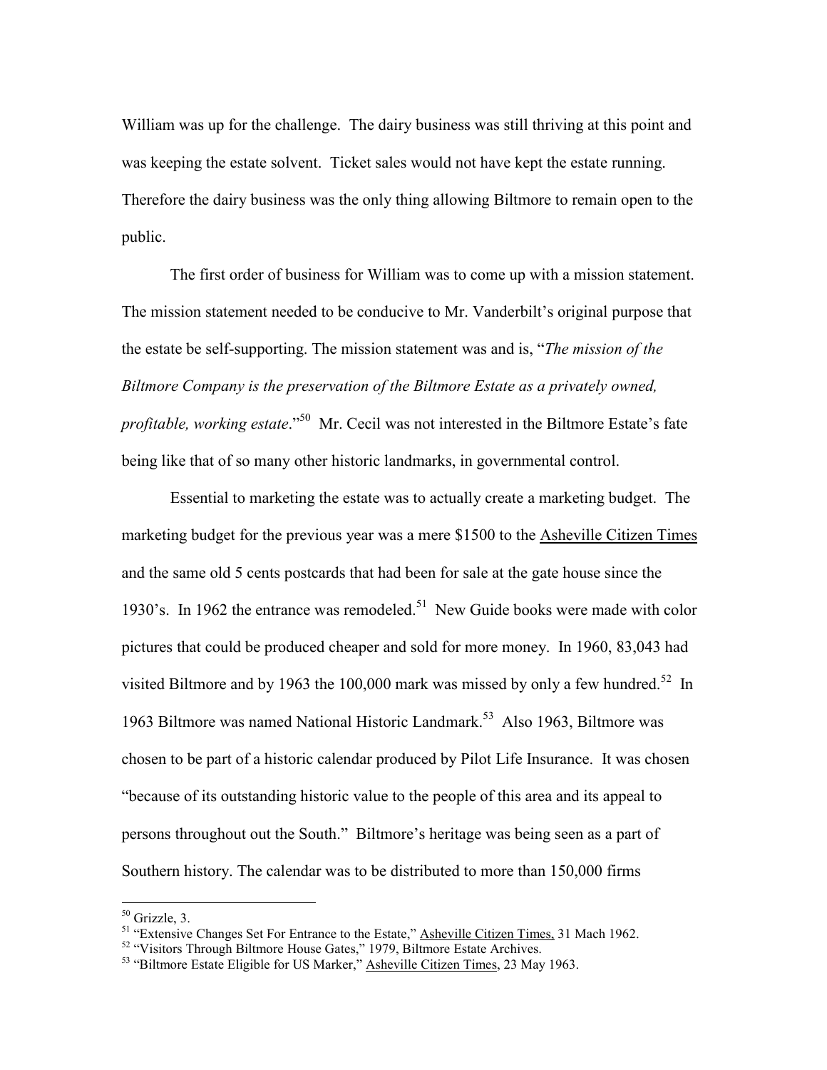William was up for the challenge. The dairy business was still thriving at this point and was keeping the estate solvent. Ticket sales would not have kept the estate running. Therefore the dairy business was the only thing allowing Biltmore to remain open to the public.

The first order of business for William was to come up with a mission statement. The mission statement needed to be conducive to Mr. Vanderbilt's original purpose that the estate be self-supporting. The mission statement was and is, "*The mission of the Biltmore Company is the preservation of the Biltmore Estate as a privately owned, profitable, working estate*."[50] Mr. Cecil was not interested in the Biltmore Estate's fate being like that of so many other historic landmarks, in governmental control.

Essential to marketing the estate was to actually create a marketing budget. The marketing budget for the previous year was a mere $1500 to the Asheville Citizen Times and the same old 5 cents postcards that had been for sale at the gate house since the 1930's. In 1962 the entrance was remodeled.[51] New Guide books were made with color pictures that could be produced cheaper and sold for more money. In 1960, 83,043 had visited Biltmore and by 1963 the 100,000 mark was missed by only a few hundred.[52] In 1963 Biltmore was named National Historic Landmark.[53] Also 1963, Biltmore was chosen to be part of a historic calendar produced by Pilot Life Insurance. It was chosen "because of its outstanding historic value to the people of this area and its appeal to persons throughout out the South." Biltmore's heritage was being seen as a part of Southern history. The calendar was to be distributed to more than 150,000 firms

---

[50] Grizzle, 3.

[51] "Extensive Changes Set For Entrance to the Estate," Asheville Citizen Times, 31 Mach 1962.

[52] "Visitors Through Biltmore House Gates," 1979, Biltmore Estate Archives.

[53] "Biltmore Estate Eligible for US Marker," Asheville Citizen Times, 23 May 1963.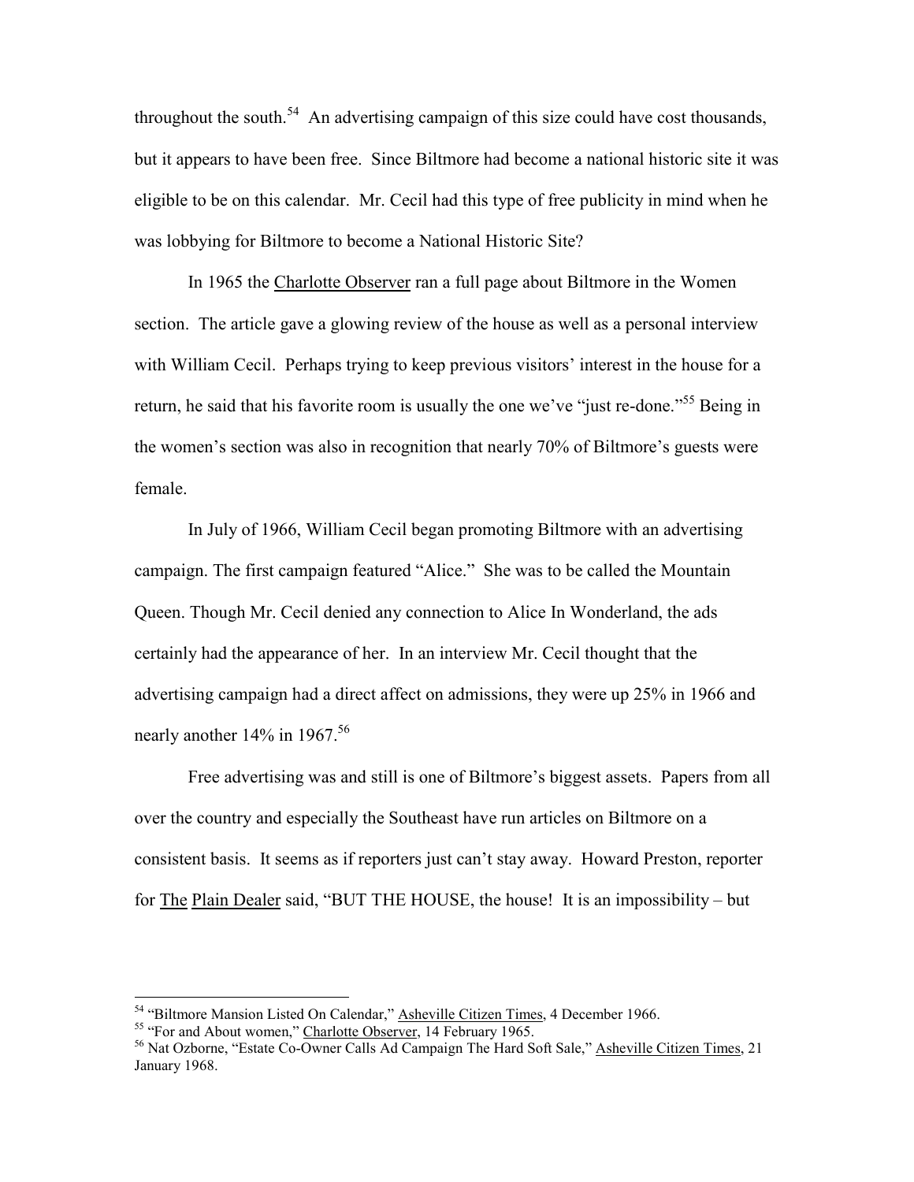throughout the south.[54] An advertising campaign of this size could have cost thousands, but it appears to have been free. Since Biltmore had become a national historic site it was eligible to be on this calendar. Mr. Cecil had this type of free publicity in mind when he was lobbying for Biltmore to become a National Historic Site?

In 1965 the Charlotte Observer ran a full page about Biltmore in the Women section. The article gave a glowing review of the house as well as a personal interview with William Cecil. Perhaps trying to keep previous visitors' interest in the house for a return, he said that his favorite room is usually the one we've "just re-done."[55] Being in the women's section was also in recognition that nearly 70% of Biltmore's guests were female.

In July of 1966, William Cecil began promoting Biltmore with an advertising campaign. The first campaign featured "Alice." She was to be called the Mountain Queen. Though Mr. Cecil denied any connection to Alice In Wonderland, the ads certainly had the appearance of her. In an interview Mr. Cecil thought that the advertising campaign had a direct affect on admissions, they were up 25% in 1966 and nearly another 14% in 1967.[56]

Free advertising was and still is one of Biltmore's biggest assets. Papers from all over the country and especially the Southeast have run articles on Biltmore on a consistent basis. It seems as if reporters just can't stay away. Howard Preston, reporter for The Plain Dealer said, "BUT THE HOUSE, the house! It is an impossibility – but

---

[54] "Biltmore Mansion Listed On Calendar," Asheville Citizen Times, 4 December 1966.

[55] "For and About women," Charlotte Observer, 14 February 1965.

[56] Nat Ozborne, "Estate Co-Owner Calls Ad Campaign The Hard Soft Sale," Asheville Citizen Times, 21 January 1968.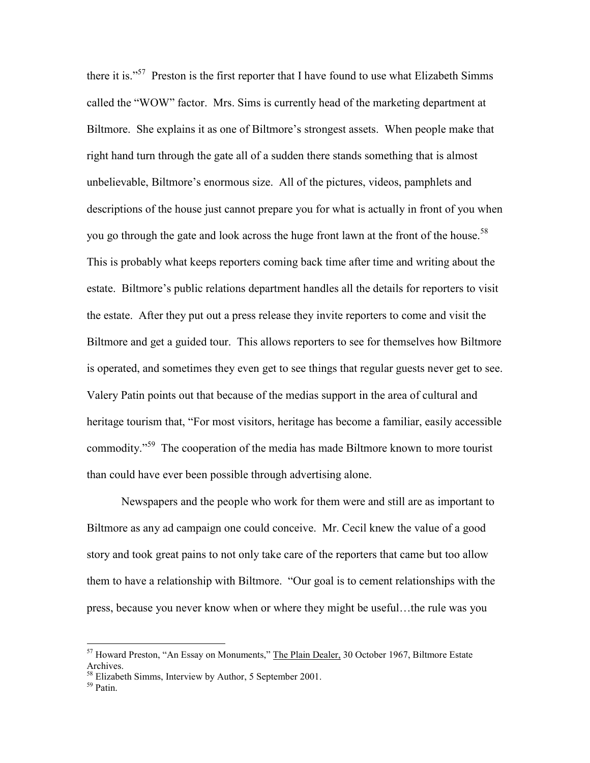there it is."[57] Preston is the first reporter that I have found to use what Elizabeth Simms called the "WOW" factor. Mrs. Sims is currently head of the marketing department at Biltmore. She explains it as one of Biltmore's strongest assets. When people make that right hand turn through the gate all of a sudden there stands something that is almost unbelievable, Biltmore's enormous size. All of the pictures, videos, pamphlets and descriptions of the house just cannot prepare you for what is actually in front of you when you go through the gate and look across the huge front lawn at the front of the house.[58] This is probably what keeps reporters coming back time after time and writing about the estate. Biltmore's public relations department handles all the details for reporters to visit the estate. After they put out a press release they invite reporters to come and visit the Biltmore and get a guided tour. This allows reporters to see for themselves how Biltmore is operated, and sometimes they even get to see things that regular guests never get to see. Valery Patin points out that because of the medias support in the area of cultural and heritage tourism that, "For most visitors, heritage has become a familiar, easily accessible commodity."[59] The cooperation of the media has made Biltmore known to more tourist than could have ever been possible through advertising alone.

Newspapers and the people who work for them were and still are as important to Biltmore as any ad campaign one could conceive. Mr. Cecil knew the value of a good story and took great pains to not only take care of the reporters that came but too allow them to have a relationship with Biltmore. "Our goal is to cement relationships with the press, because you never know when or where they might be useful…the rule was you

---

[57] Howard Preston, "An Essay on Monuments," The Plain Dealer, 30 October 1967, Biltmore Estate Archives.

[58] Elizabeth Simms, Interview by Author, 5 September 2001.

[59] Patin.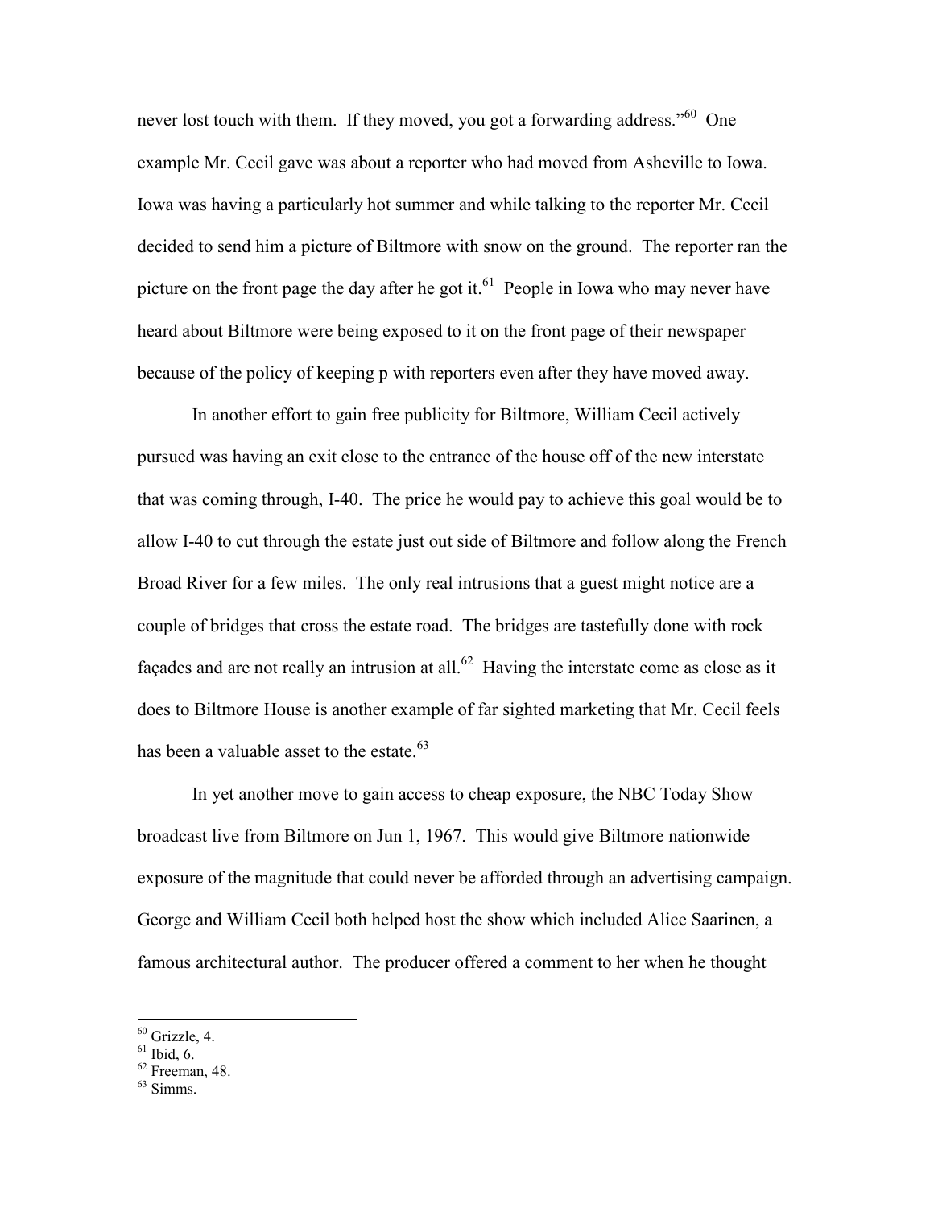never lost touch with them. If they moved, you got a forwarding address."[60] One example Mr. Cecil gave was about a reporter who had moved from Asheville to Iowa. Iowa was having a particularly hot summer and while talking to the reporter Mr. Cecil decided to send him a picture of Biltmore with snow on the ground. The reporter ran the picture on the front page the day after he got it.[61] People in Iowa who may never have heard about Biltmore were being exposed to it on the front page of their newspaper because of the policy of keeping p with reporters even after they have moved away.

In another effort to gain free publicity for Biltmore, William Cecil actively pursued was having an exit close to the entrance of the house off of the new interstate that was coming through, I-40. The price he would pay to achieve this goal would be to allow I-40 to cut through the estate just out side of Biltmore and follow along the French Broad River for a few miles. The only real intrusions that a guest might notice are a couple of bridges that cross the estate road. The bridges are tastefully done with rock façades and are not really an intrusion at all.[62] Having the interstate come as close as it does to Biltmore House is another example of far sighted marketing that Mr. Cecil feels has been a valuable asset to the estate.[63]

In yet another move to gain access to cheap exposure, the NBC Today Show broadcast live from Biltmore on Jun 1, 1967. This would give Biltmore nationwide exposure of the magnitude that could never be afforded through an advertising campaign. George and William Cecil both helped host the show which included Alice Saarinen, a famous architectural author. The producer offered a comment to her when he thought

---

[60] Grizzle, 4.
[61] Ibid, 6.
[62] Freeman, 48.
[63] Simms.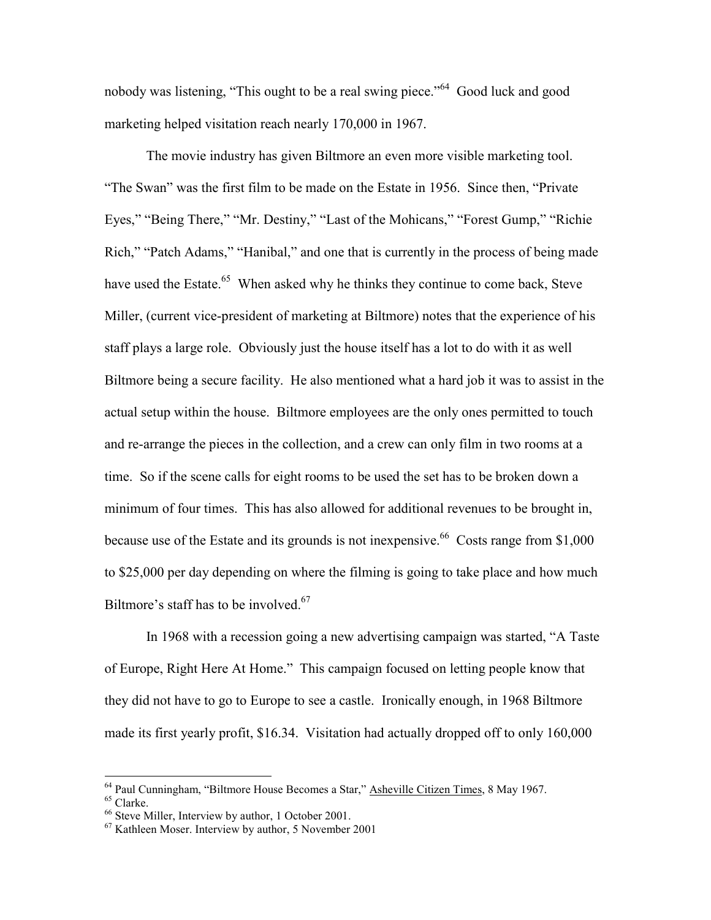nobody was listening, "This ought to be a real swing piece."[64] Good luck and good marketing helped visitation reach nearly 170,000 in 1967.

The movie industry has given Biltmore an even more visible marketing tool. "The Swan" was the first film to be made on the Estate in 1956. Since then, "Private Eyes," "Being There," "Mr. Destiny," "Last of the Mohicans," "Forest Gump," "Richie Rich," "Patch Adams," "Hanibal," and one that is currently in the process of being made have used the Estate.[65] When asked why he thinks they continue to come back, Steve Miller, (current vice-president of marketing at Biltmore) notes that the experience of his staff plays a large role. Obviously just the house itself has a lot to do with it as well Biltmore being a secure facility. He also mentioned what a hard job it was to assist in the actual setup within the house. Biltmore employees are the only ones permitted to touch and re-arrange the pieces in the collection, and a crew can only film in two rooms at a time. So if the scene calls for eight rooms to be used the set has to be broken down a minimum of four times. This has also allowed for additional revenues to be brought in, because use of the Estate and its grounds is not inexpensive.[66] Costs range from $1,000 to $25,000 per day depending on where the filming is going to take place and how much Biltmore's staff has to be involved.[67]

In 1968 with a recession going a new advertising campaign was started, "A Taste of Europe, Right Here At Home." This campaign focused on letting people know that they did not have to go to Europe to see a castle. Ironically enough, in 1968 Biltmore made its first yearly profit, $16.34. Visitation had actually dropped off to only 160,000

---

[64] Paul Cunningham, "Biltmore House Becomes a Star," Asheville Citizen Times, 8 May 1967.

[65] Clarke.

[66] Steve Miller, Interview by author, 1 October 2001.

[67] Kathleen Moser. Interview by author, 5 November 2001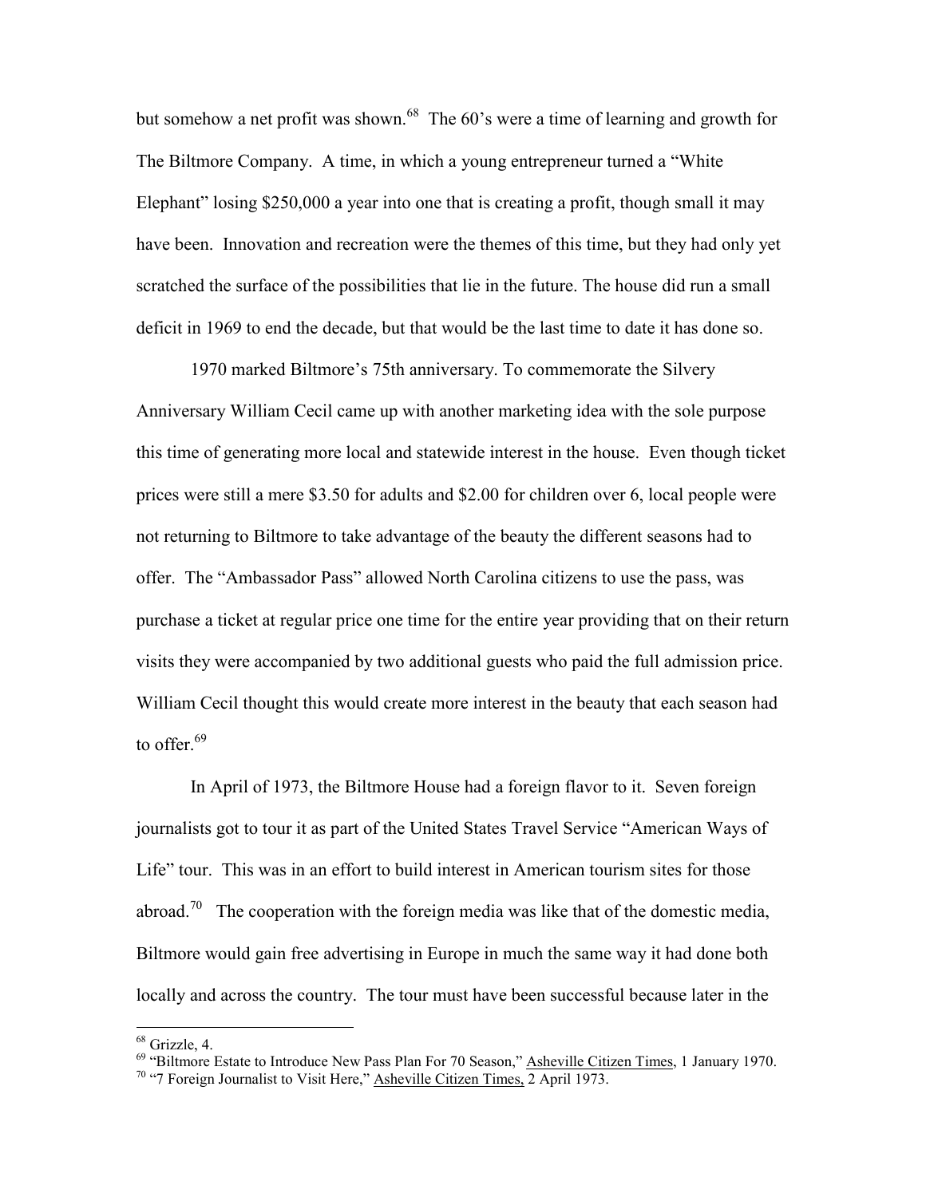but somehow a net profit was shown.[68] The 60's were a time of learning and growth for The Biltmore Company. A time, in which a young entrepreneur turned a "White Elephant" losing $250,000 a year into one that is creating a profit, though small it may have been. Innovation and recreation were the themes of this time, but they had only yet scratched the surface of the possibilities that lie in the future. The house did run a small deficit in 1969 to end the decade, but that would be the last time to date it has done so.

1970 marked Biltmore's 75th anniversary. To commemorate the Silvery Anniversary William Cecil came up with another marketing idea with the sole purpose this time of generating more local and statewide interest in the house. Even though ticket prices were still a mere $3.50 for adults and $2.00 for children over 6, local people were not returning to Biltmore to take advantage of the beauty the different seasons had to offer. The "Ambassador Pass" allowed North Carolina citizens to use the pass, was purchase a ticket at regular price one time for the entire year providing that on their return visits they were accompanied by two additional guests who paid the full admission price. William Cecil thought this would create more interest in the beauty that each season had to offer.[69]

In April of 1973, the Biltmore House had a foreign flavor to it. Seven foreign journalists got to tour it as part of the United States Travel Service "American Ways of Life" tour. This was in an effort to build interest in American tourism sites for those abroad.[70] The cooperation with the foreign media was like that of the domestic media, Biltmore would gain free advertising in Europe in much the same way it had done both locally and across the country. The tour must have been successful because later in the

---

[68] Grizzle, 4.

[69] "Biltmore Estate to Introduce New Pass Plan For 70 Season," Asheville Citizen Times, 1 January 1970.

[70] "7 Foreign Journalist to Visit Here," Asheville Citizen Times, 2 April 1973.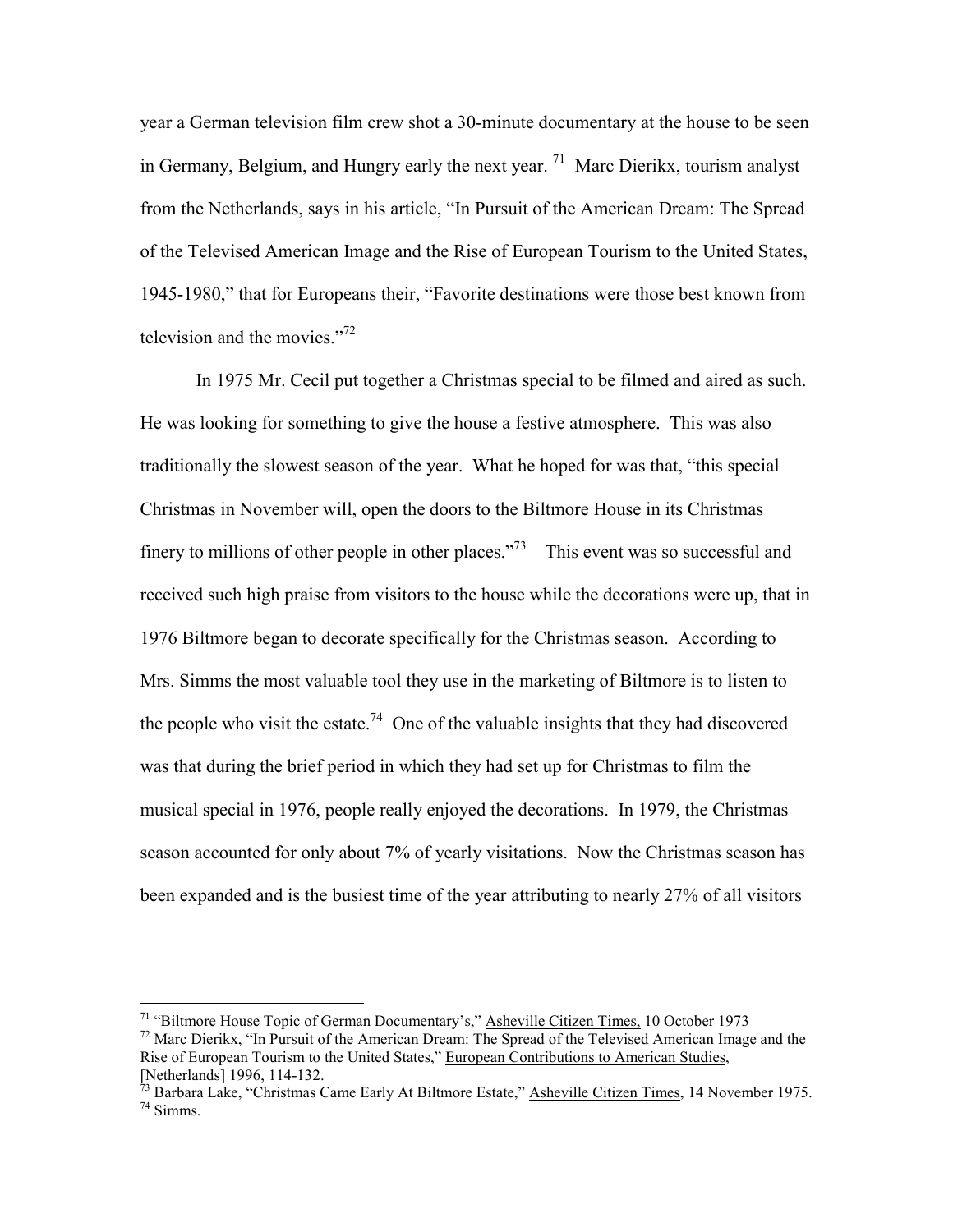year a German television film crew shot a 30-minute documentary at the house to be seen in Germany, Belgium, and Hungry early the next year. [71] Marc Dierikx, tourism analyst from the Netherlands, says in his article, "In Pursuit of the American Dream: The Spread of the Televised American Image and the Rise of European Tourism to the United States, 1945-1980," that for Europeans their, "Favorite destinations were those best known from television and the movies."[72]

In 1975 Mr. Cecil put together a Christmas special to be filmed and aired as such. He was looking for something to give the house a festive atmosphere. This was also traditionally the slowest season of the year. What he hoped for was that, "this special Christmas in November will, open the doors to the Biltmore House in its Christmas finery to millions of other people in other places."[73] This event was so successful and received such high praise from visitors to the house while the decorations were up, that in 1976 Biltmore began to decorate specifically for the Christmas season. According to Mrs. Simms the most valuable tool they use in the marketing of Biltmore is to listen to the people who visit the estate.[74] One of the valuable insights that they had discovered was that during the brief period in which they had set up for Christmas to film the musical special in 1976, people really enjoyed the decorations. In 1979, the Christmas season accounted for only about 7% of yearly visitations. Now the Christmas season has been expanded and is the busiest time of the year attributing to nearly 27% of all visitors

---

[71] "Biltmore House Topic of German Documentary's," Asheville Citizen Times, 10 October 1973

[72] Marc Dierikx, "In Pursuit of the American Dream: The Spread of the Televised American Image and the Rise of European Tourism to the United States," European Contributions to American Studies, [Netherlands] 1996, 114-132.

[73] Barbara Lake, "Christmas Came Early At Biltmore Estate," Asheville Citizen Times, 14 November 1975.

[74] Simms.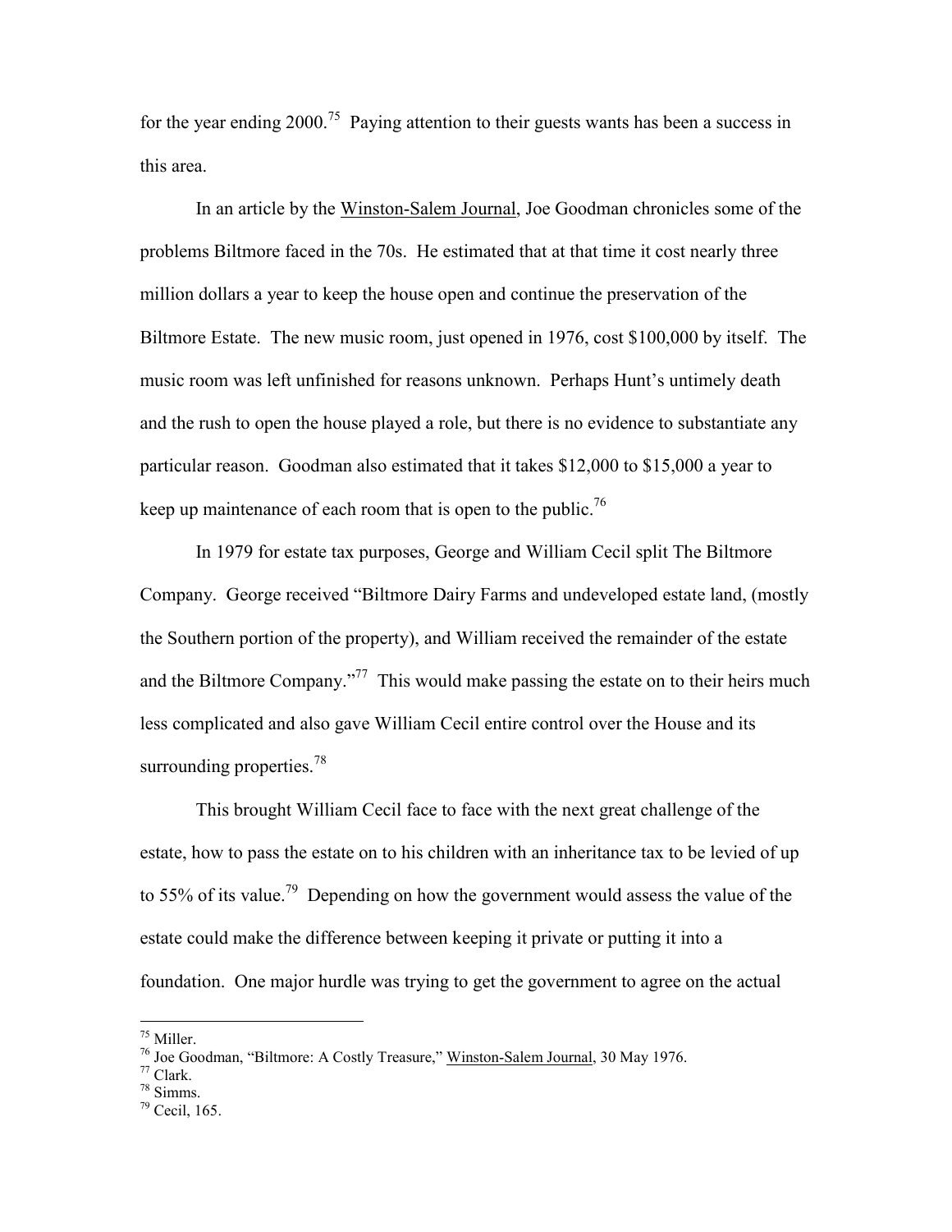for the year ending 2000.[75] Paying attention to their guests wants has been a success in this area.

In an article by the Winston-Salem Journal, Joe Goodman chronicles some of the problems Biltmore faced in the 70s. He estimated that at that time it cost nearly three million dollars a year to keep the house open and continue the preservation of the Biltmore Estate. The new music room, just opened in 1976, cost $100,000 by itself. The music room was left unfinished for reasons unknown. Perhaps Hunt's untimely death and the rush to open the house played a role, but there is no evidence to substantiate any particular reason. Goodman also estimated that it takes $12,000 to $15,000 a year to keep up maintenance of each room that is open to the public.[76]

In 1979 for estate tax purposes, George and William Cecil split The Biltmore Company. George received "Biltmore Dairy Farms and undeveloped estate land, (mostly the Southern portion of the property), and William received the remainder of the estate and the Biltmore Company."[77] This would make passing the estate on to their heirs much less complicated and also gave William Cecil entire control over the House and its surrounding properties.[78]

This brought William Cecil face to face with the next great challenge of the estate, how to pass the estate on to his children with an inheritance tax to be levied of up to 55% of its value.[79] Depending on how the government would assess the value of the estate could make the difference between keeping it private or putting it into a foundation. One major hurdle was trying to get the government to agree on the actual

---

[75] Miller.

[76] Joe Goodman, "Biltmore: A Costly Treasure," Winston-Salem Journal, 30 May 1976.

[77] Clark.

[78] Simms.

[79] Cecil, 165.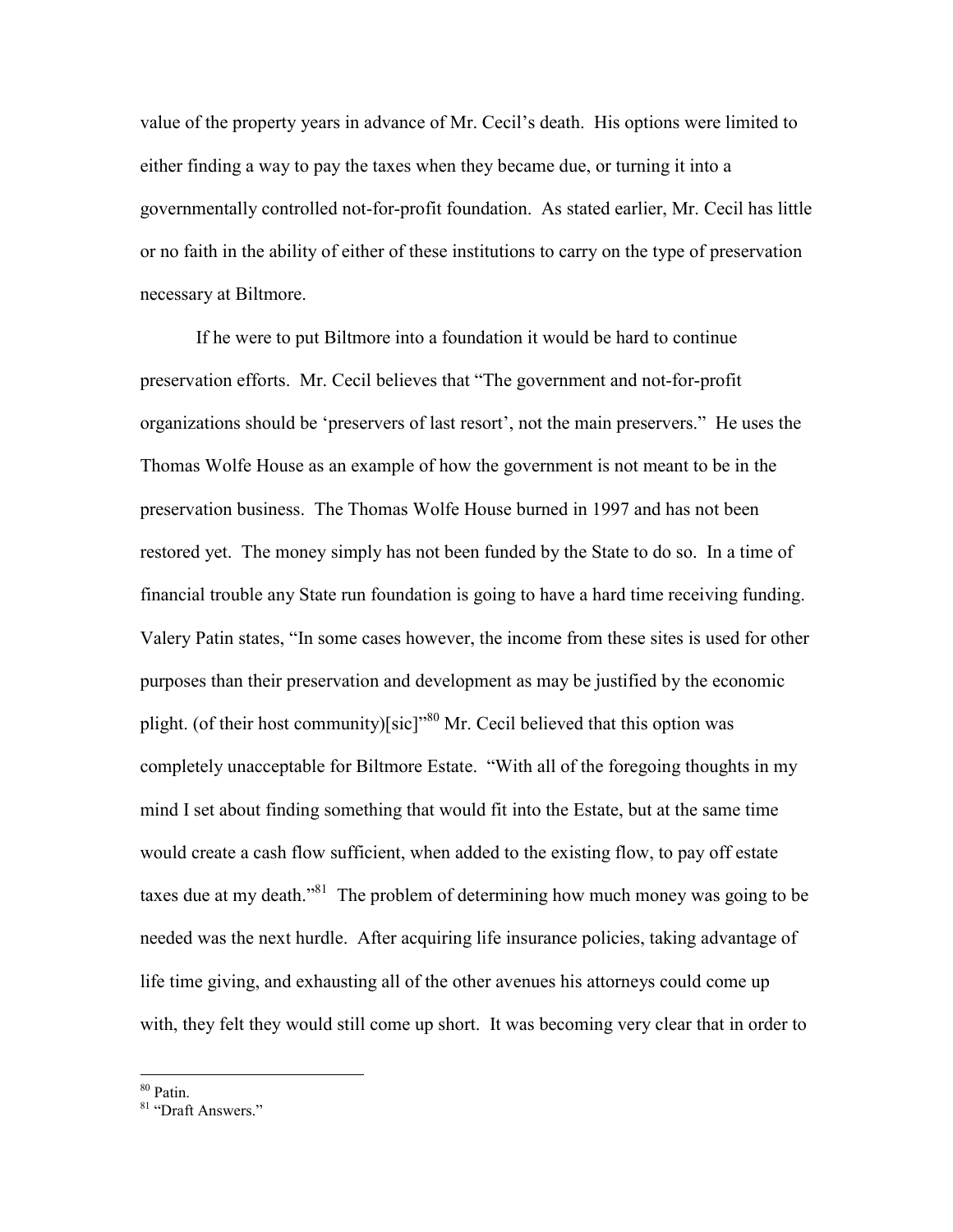value of the property years in advance of Mr. Cecil's death. His options were limited to either finding a way to pay the taxes when they became due, or turning it into a governmentally controlled not-for-profit foundation. As stated earlier, Mr. Cecil has little or no faith in the ability of either of these institutions to carry on the type of preservation necessary at Biltmore.

If he were to put Biltmore into a foundation it would be hard to continue preservation efforts. Mr. Cecil believes that "The government and not-for-profit organizations should be 'preservers of last resort', not the main preservers." He uses the Thomas Wolfe House as an example of how the government is not meant to be in the preservation business. The Thomas Wolfe House burned in 1997 and has not been restored yet. The money simply has not been funded by the State to do so. In a time of financial trouble any State run foundation is going to have a hard time receiving funding. Valery Patin states, "In some cases however, the income from these sites is used for other purposes than their preservation and development as may be justified by the economic plight. (of their host community)[sic]"[80] Mr. Cecil believed that this option was completely unacceptable for Biltmore Estate. "With all of the foregoing thoughts in my mind I set about finding something that would fit into the Estate, but at the same time would create a cash flow sufficient, when added to the existing flow, to pay off estate taxes due at my death."[81] The problem of determining how much money was going to be needed was the next hurdle. After acquiring life insurance policies, taking advantage of life time giving, and exhausting all of the other avenues his attorneys could come up with, they felt they would still come up short. It was becoming very clear that in order to

---

[80] Patin.
[81] "Draft Answers."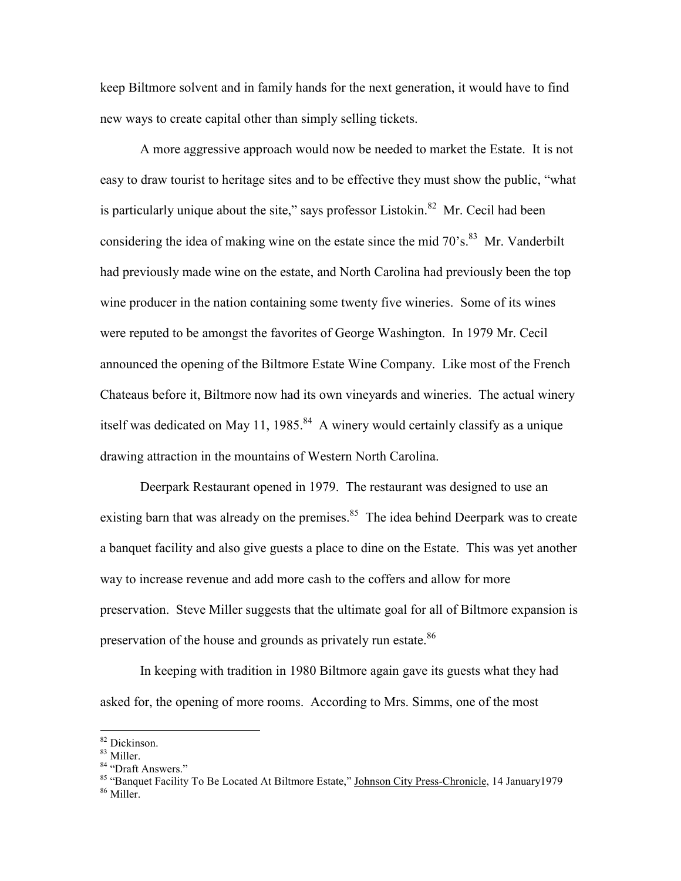keep Biltmore solvent and in family hands for the next generation, it would have to find new ways to create capital other than simply selling tickets.

A more aggressive approach would now be needed to market the Estate. It is not easy to draw tourist to heritage sites and to be effective they must show the public, "what is particularly unique about the site," says professor Listokin.[82] Mr. Cecil had been considering the idea of making wine on the estate since the mid 70's.[83] Mr. Vanderbilt had previously made wine on the estate, and North Carolina had previously been the top wine producer in the nation containing some twenty five wineries. Some of its wines were reputed to be amongst the favorites of George Washington. In 1979 Mr. Cecil announced the opening of the Biltmore Estate Wine Company. Like most of the French Chateaus before it, Biltmore now had its own vineyards and wineries. The actual winery itself was dedicated on May 11, 1985.[84] A winery would certainly classify as a unique drawing attraction in the mountains of Western North Carolina.

Deerpark Restaurant opened in 1979. The restaurant was designed to use an existing barn that was already on the premises.[85] The idea behind Deerpark was to create a banquet facility and also give guests a place to dine on the Estate. This was yet another way to increase revenue and add more cash to the coffers and allow for more preservation. Steve Miller suggests that the ultimate goal for all of Biltmore expansion is preservation of the house and grounds as privately run estate.[86]

In keeping with tradition in 1980 Biltmore again gave its guests what they had asked for, the opening of more rooms. According to Mrs. Simms, one of the most

---

[82] Dickinson.

[83] Miller.

[84] "Draft Answers."

[85] "Banquet Facility To Be Located At Biltmore Estate," Johnson City Press-Chronicle, 14 January1979

[86] Miller.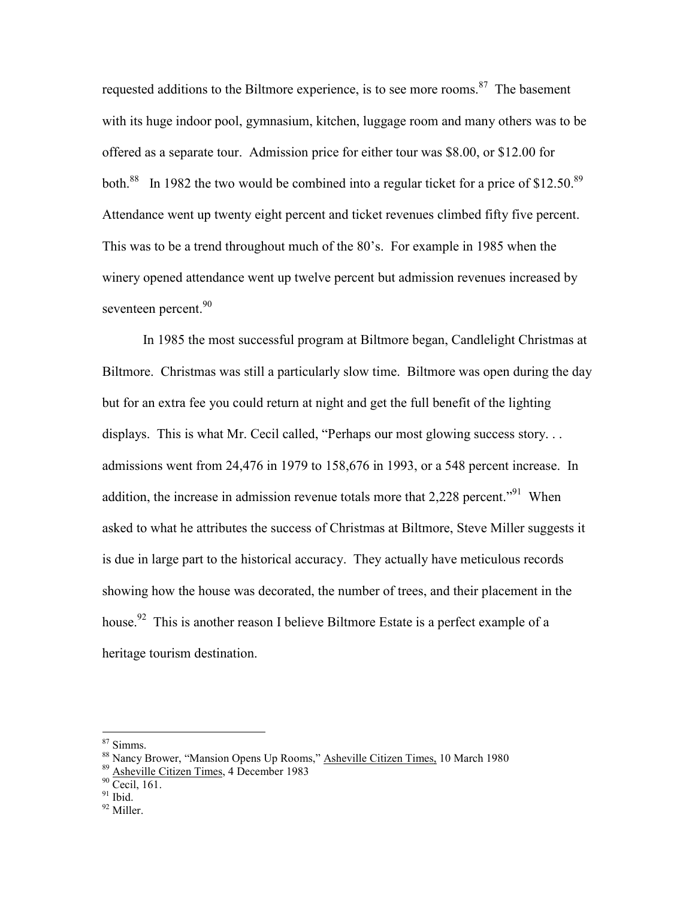requested additions to the Biltmore experience, is to see more rooms.[87] The basement with its huge indoor pool, gymnasium, kitchen, luggage room and many others was to be offered as a separate tour. Admission price for either tour was $8.00, or $12.00 for both.[88] In 1982 the two would be combined into a regular ticket for a price of $12.50.[89] Attendance went up twenty eight percent and ticket revenues climbed fifty five percent. This was to be a trend throughout much of the 80's. For example in 1985 when the winery opened attendance went up twelve percent but admission revenues increased by seventeen percent.[90]

In 1985 the most successful program at Biltmore began, Candlelight Christmas at Biltmore. Christmas was still a particularly slow time. Biltmore was open during the day but for an extra fee you could return at night and get the full benefit of the lighting displays. This is what Mr. Cecil called, "Perhaps our most glowing success story. . . admissions went from 24,476 in 1979 to 158,676 in 1993, or a 548 percent increase. In addition, the increase in admission revenue totals more that 2,228 percent."[91] When asked to what he attributes the success of Christmas at Biltmore, Steve Miller suggests it is due in large part to the historical accuracy. They actually have meticulous records showing how the house was decorated, the number of trees, and their placement in the house.[92] This is another reason I believe Biltmore Estate is a perfect example of a heritage tourism destination.

---

[87] Simms.
[88] Nancy Brower, "Mansion Opens Up Rooms," Asheville Citizen Times, 10 March 1980
[89] Asheville Citizen Times, 4 December 1983
[90] Cecil, 161.
[91] Ibid.
[92] Miller.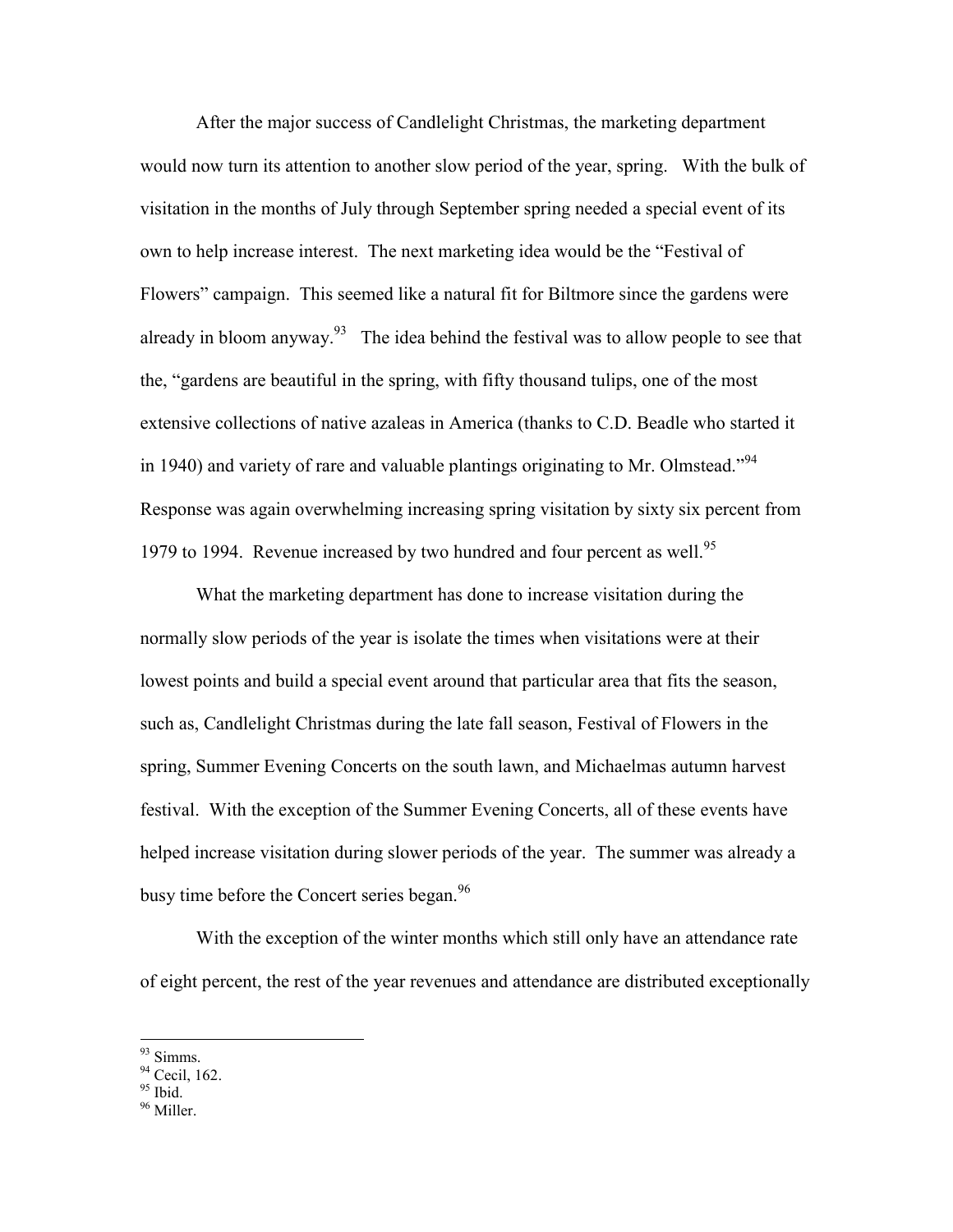After the major success of Candlelight Christmas, the marketing department would now turn its attention to another slow period of the year, spring. With the bulk of visitation in the months of July through September spring needed a special event of its own to help increase interest. The next marketing idea would be the "Festival of Flowers" campaign. This seemed like a natural fit for Biltmore since the gardens were already in bloom anyway.[93] The idea behind the festival was to allow people to see that the, "gardens are beautiful in the spring, with fifty thousand tulips, one of the most extensive collections of native azaleas in America (thanks to C.D. Beadle who started it in 1940) and variety of rare and valuable plantings originating to Mr. Olmstead."[94] Response was again overwhelming increasing spring visitation by sixty six percent from 1979 to 1994. Revenue increased by two hundred and four percent as well.[95]

What the marketing department has done to increase visitation during the normally slow periods of the year is isolate the times when visitations were at their lowest points and build a special event around that particular area that fits the season, such as, Candlelight Christmas during the late fall season, Festival of Flowers in the spring, Summer Evening Concerts on the south lawn, and Michaelmas autumn harvest festival. With the exception of the Summer Evening Concerts, all of these events have helped increase visitation during slower periods of the year. The summer was already a busy time before the Concert series began.[96]

With the exception of the winter months which still only have an attendance rate of eight percent, the rest of the year revenues and attendance are distributed exceptionally

---

[93] Simms.
[94] Cecil, 162.
[95] Ibid.
[96] Miller.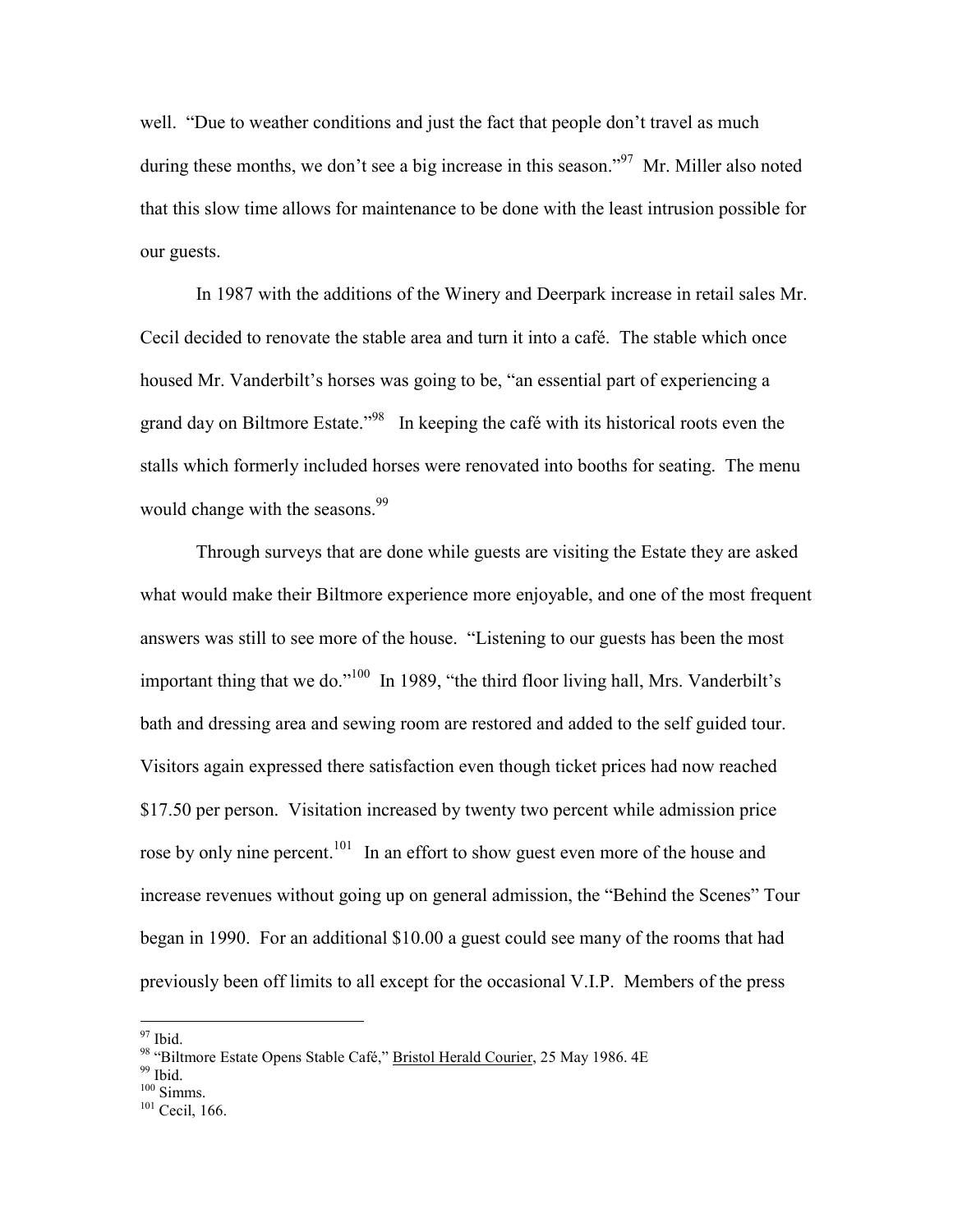well. "Due to weather conditions and just the fact that people don't travel as much during these months, we don't see a big increase in this season."[97] Mr. Miller also noted that this slow time allows for maintenance to be done with the least intrusion possible for our guests.

In 1987 with the additions of the Winery and Deerpark increase in retail sales Mr. Cecil decided to renovate the stable area and turn it into a café. The stable which once housed Mr. Vanderbilt's horses was going to be, "an essential part of experiencing a grand day on Biltmore Estate."[98] In keeping the café with its historical roots even the stalls which formerly included horses were renovated into booths for seating. The menu would change with the seasons.[99]

Through surveys that are done while guests are visiting the Estate they are asked what would make their Biltmore experience more enjoyable, and one of the most frequent answers was still to see more of the house. "Listening to our guests has been the most important thing that we do."[100] In 1989, "the third floor living hall, Mrs. Vanderbilt's bath and dressing area and sewing room are restored and added to the self guided tour. Visitors again expressed there satisfaction even though ticket prices had now reached $17.50 per person. Visitation increased by twenty two percent while admission price rose by only nine percent.[101] In an effort to show guest even more of the house and increase revenues without going up on general admission, the "Behind the Scenes" Tour began in 1990. For an additional $10.00 a guest could see many of the rooms that had previously been off limits to all except for the occasional V.I.P. Members of the press

---

[97] Ibid.

[98] "Biltmore Estate Opens Stable Café," <u>Bristol Herald Courier</u>, 25 May 1986. 4E

[99] Ibid.

[100] Simms.

[101] Cecil, 166.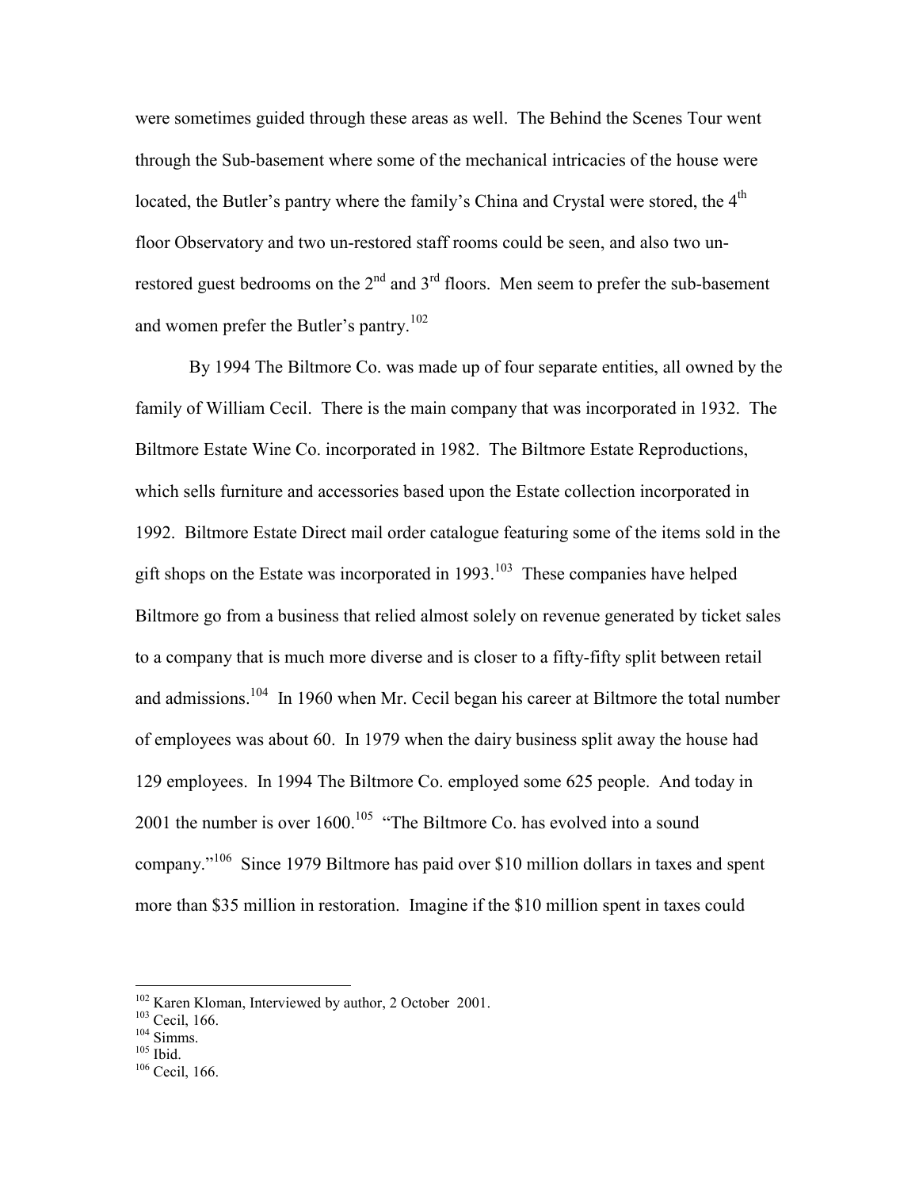were sometimes guided through these areas as well. The Behind the Scenes Tour went through the Sub-basement where some of the mechanical intricacies of the house were located, the Butler's pantry where the family's China and Crystal were stored, the 4th floor Observatory and two un-restored staff rooms could be seen, and also two un-restored guest bedrooms on the 2nd and 3rd floors. Men seem to prefer the sub-basement and women prefer the Butler's pantry.[102]

By 1994 The Biltmore Co. was made up of four separate entities, all owned by the family of William Cecil. There is the main company that was incorporated in 1932. The Biltmore Estate Wine Co. incorporated in 1982. The Biltmore Estate Reproductions, which sells furniture and accessories based upon the Estate collection incorporated in 1992. Biltmore Estate Direct mail order catalogue featuring some of the items sold in the gift shops on the Estate was incorporated in 1993.[103] These companies have helped Biltmore go from a business that relied almost solely on revenue generated by ticket sales to a company that is much more diverse and is closer to a fifty-fifty split between retail and admissions.[104] In 1960 when Mr. Cecil began his career at Biltmore the total number of employees was about 60. In 1979 when the dairy business split away the house had 129 employees. In 1994 The Biltmore Co. employed some 625 people. And today in 2001 the number is over 1600.[105] "The Biltmore Co. has evolved into a sound company."[106] Since 1979 Biltmore has paid over $10 million dollars in taxes and spent more than $35 million in restoration. Imagine if the $10 million spent in taxes could

---

[102] Karen Kloman, Interviewed by author, 2 October 2001.

[103] Cecil, 166.

[104] Simms.

[105] Ibid.

[106] Cecil, 166.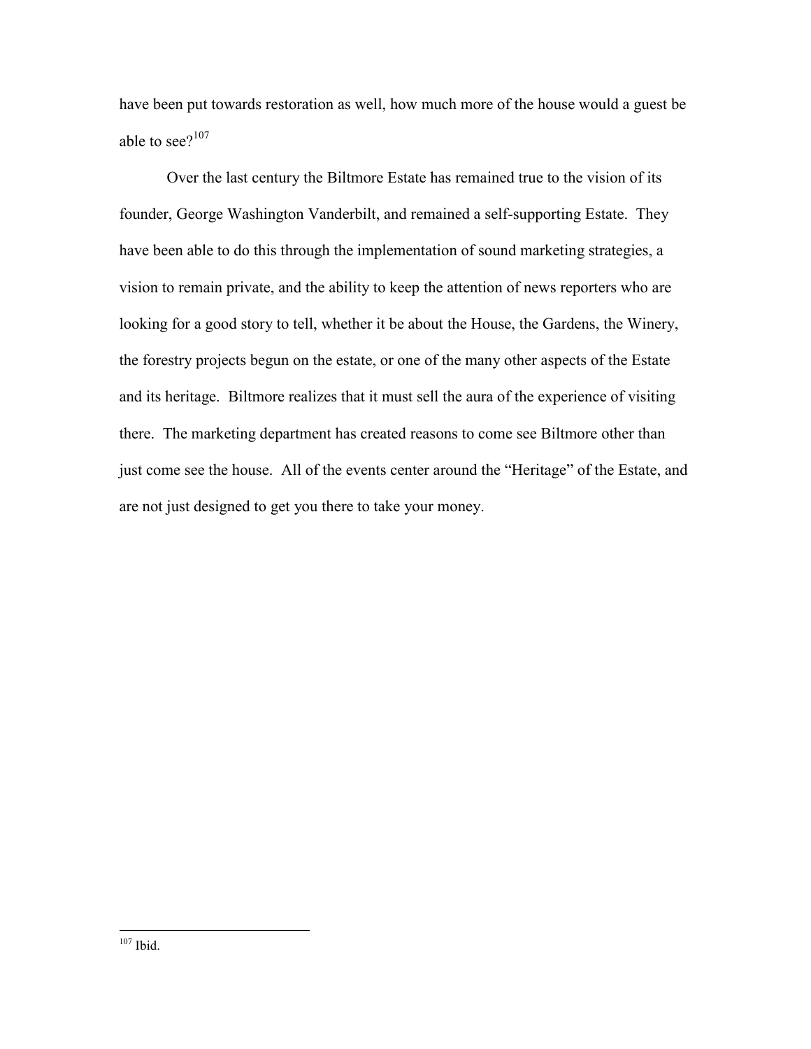have been put towards restoration as well, how much more of the house would a guest be able to see?[107]

Over the last century the Biltmore Estate has remained true to the vision of its founder, George Washington Vanderbilt, and remained a self-supporting Estate. They have been able to do this through the implementation of sound marketing strategies, a vision to remain private, and the ability to keep the attention of news reporters who are looking for a good story to tell, whether it be about the House, the Gardens, the Winery, the forestry projects begun on the estate, or one of the many other aspects of the Estate and its heritage. Biltmore realizes that it must sell the aura of the experience of visiting there. The marketing department has created reasons to come see Biltmore other than just come see the house. All of the events center around the "Heritage" of the Estate, and are not just designed to get you there to take your money.

---

[107] Ibid.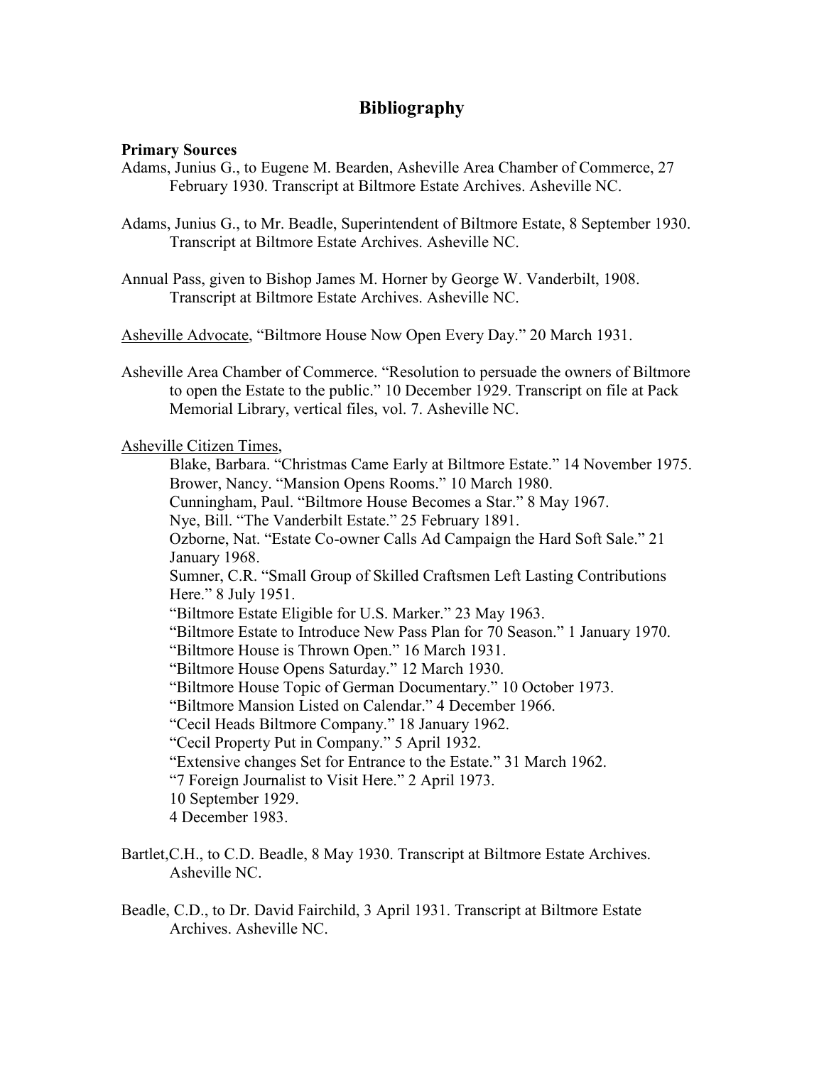# Bibliography

**Primary Sources**

Adams, Junius G., to Eugene M. Bearden, Asheville Area Chamber of Commerce, 27 February 1930. Transcript at Biltmore Estate Archives. Asheville NC.

Adams, Junius G., to Mr. Beadle, Superintendent of Biltmore Estate, 8 September 1930. Transcript at Biltmore Estate Archives. Asheville NC.

Annual Pass, given to Bishop James M. Horner by George W. Vanderbilt, 1908. Transcript at Biltmore Estate Archives. Asheville NC.

Asheville Advocate, "Biltmore House Now Open Every Day." 20 March 1931.

Asheville Area Chamber of Commerce. "Resolution to persuade the owners of Biltmore to open the Estate to the public." 10 December 1929. Transcript on file at Pack Memorial Library, vertical files, vol. 7. Asheville NC.

Asheville Citizen Times,

Blake, Barbara. "Christmas Came Early at Biltmore Estate." 14 November 1975.
Brower, Nancy. "Mansion Opens Rooms." 10 March 1980.
Cunningham, Paul. "Biltmore House Becomes a Star." 8 May 1967.
Nye, Bill. "The Vanderbilt Estate." 25 February 1891.
Ozborne, Nat. "Estate Co-owner Calls Ad Campaign the Hard Soft Sale." 21 January 1968.
Sumner, C.R. "Small Group of Skilled Craftsmen Left Lasting Contributions Here." 8 July 1951.
"Biltmore Estate Eligible for U.S. Marker." 23 May 1963.
"Biltmore Estate to Introduce New Pass Plan for 70 Season." 1 January 1970.
"Biltmore House is Thrown Open." 16 March 1931.
"Biltmore House Opens Saturday." 12 March 1930.
"Biltmore House Topic of German Documentary." 10 October 1973.
"Biltmore Mansion Listed on Calendar." 4 December 1966.
"Cecil Heads Biltmore Company." 18 January 1962.
"Cecil Property Put in Company." 5 April 1932.
"Extensive changes Set for Entrance to the Estate." 31 March 1962.
"7 Foreign Journalist to Visit Here." 2 April 1973.
10 September 1929.
4 December 1983.

Bartlet,C.H., to C.D. Beadle, 8 May 1930. Transcript at Biltmore Estate Archives. Asheville NC.

Beadle, C.D., to Dr. David Fairchild, 3 April 1931. Transcript at Biltmore Estate Archives. Asheville NC.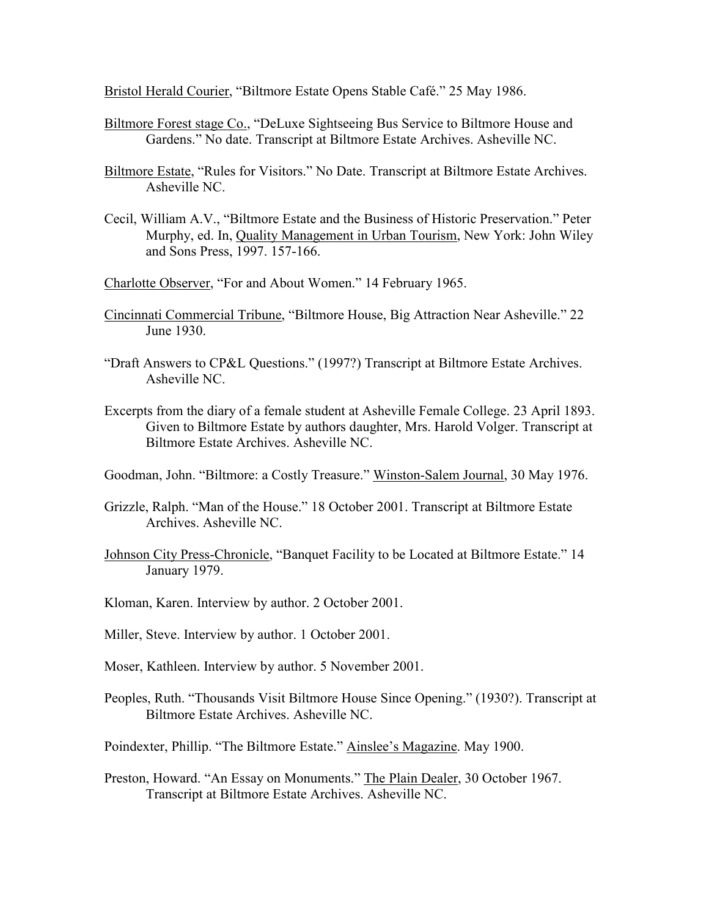Bristol Herald Courier, "Biltmore Estate Opens Stable Café." 25 May 1986.

Biltmore Forest stage Co., "DeLuxe Sightseeing Bus Service to Biltmore House and Gardens." No date. Transcript at Biltmore Estate Archives. Asheville NC.

Biltmore Estate, "Rules for Visitors." No Date. Transcript at Biltmore Estate Archives. Asheville NC.

Cecil, William A.V., "Biltmore Estate and the Business of Historic Preservation." Peter Murphy, ed. In, Quality Management in Urban Tourism, New York: John Wiley and Sons Press, 1997. 157-166.

Charlotte Observer, "For and About Women." 14 February 1965.

Cincinnati Commercial Tribune, "Biltmore House, Big Attraction Near Asheville." 22 June 1930.

"Draft Answers to CP&L Questions." (1997?) Transcript at Biltmore Estate Archives. Asheville NC.

Excerpts from the diary of a female student at Asheville Female College. 23 April 1893. Given to Biltmore Estate by authors daughter, Mrs. Harold Volger. Transcript at Biltmore Estate Archives. Asheville NC.

Goodman, John. "Biltmore: a Costly Treasure." Winston-Salem Journal, 30 May 1976.

Grizzle, Ralph. "Man of the House." 18 October 2001. Transcript at Biltmore Estate Archives. Asheville NC.

Johnson City Press-Chronicle, "Banquet Facility to be Located at Biltmore Estate." 14 January 1979.

Kloman, Karen. Interview by author. 2 October 2001.

Miller, Steve. Interview by author. 1 October 2001.

Moser, Kathleen. Interview by author. 5 November 2001.

Peoples, Ruth. "Thousands Visit Biltmore House Since Opening." (1930?). Transcript at Biltmore Estate Archives. Asheville NC.

Poindexter, Phillip. "The Biltmore Estate." Ainslee's Magazine. May 1900.

Preston, Howard. "An Essay on Monuments." The Plain Dealer, 30 October 1967. Transcript at Biltmore Estate Archives. Asheville NC.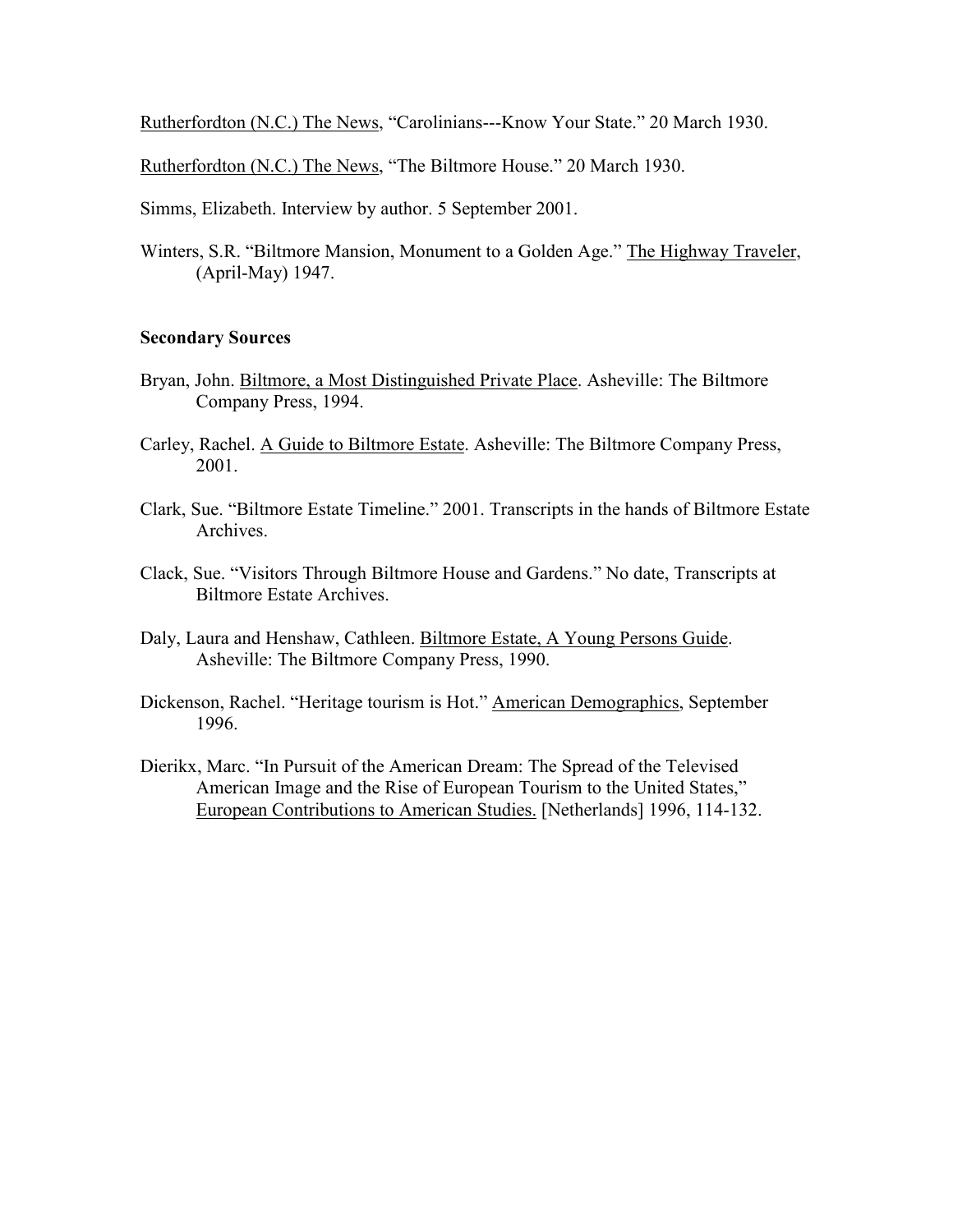Rutherfordton (N.C.) The News, “Carolinians---Know Your State.” 20 March 1930.

Rutherfordton (N.C.) The News, “The Biltmore House.” 20 March 1930.

Simms, Elizabeth. Interview by author. 5 September 2001.

Winters, S.R. “Biltmore Mansion, Monument to a Golden Age.” The Highway Traveler, (April-May) 1947.

**Secondary Sources**

Bryan, John. Biltmore, a Most Distinguished Private Place. Asheville: The Biltmore Company Press, 1994.

Carley, Rachel. A Guide to Biltmore Estate. Asheville: The Biltmore Company Press, 2001.

Clark, Sue. “Biltmore Estate Timeline.” 2001. Transcripts in the hands of Biltmore Estate Archives.

Clack, Sue. “Visitors Through Biltmore House and Gardens.” No date, Transcripts at Biltmore Estate Archives.

Daly, Laura and Henshaw, Cathleen. Biltmore Estate, A Young Persons Guide. Asheville: The Biltmore Company Press, 1990.

Dickenson, Rachel. “Heritage tourism is Hot.” American Demographics, September 1996.

Dierikx, Marc. “In Pursuit of the American Dream: The Spread of the Televised American Image and the Rise of European Tourism to the United States,” European Contributions to American Studies. [Netherlands] 1996, 114-132.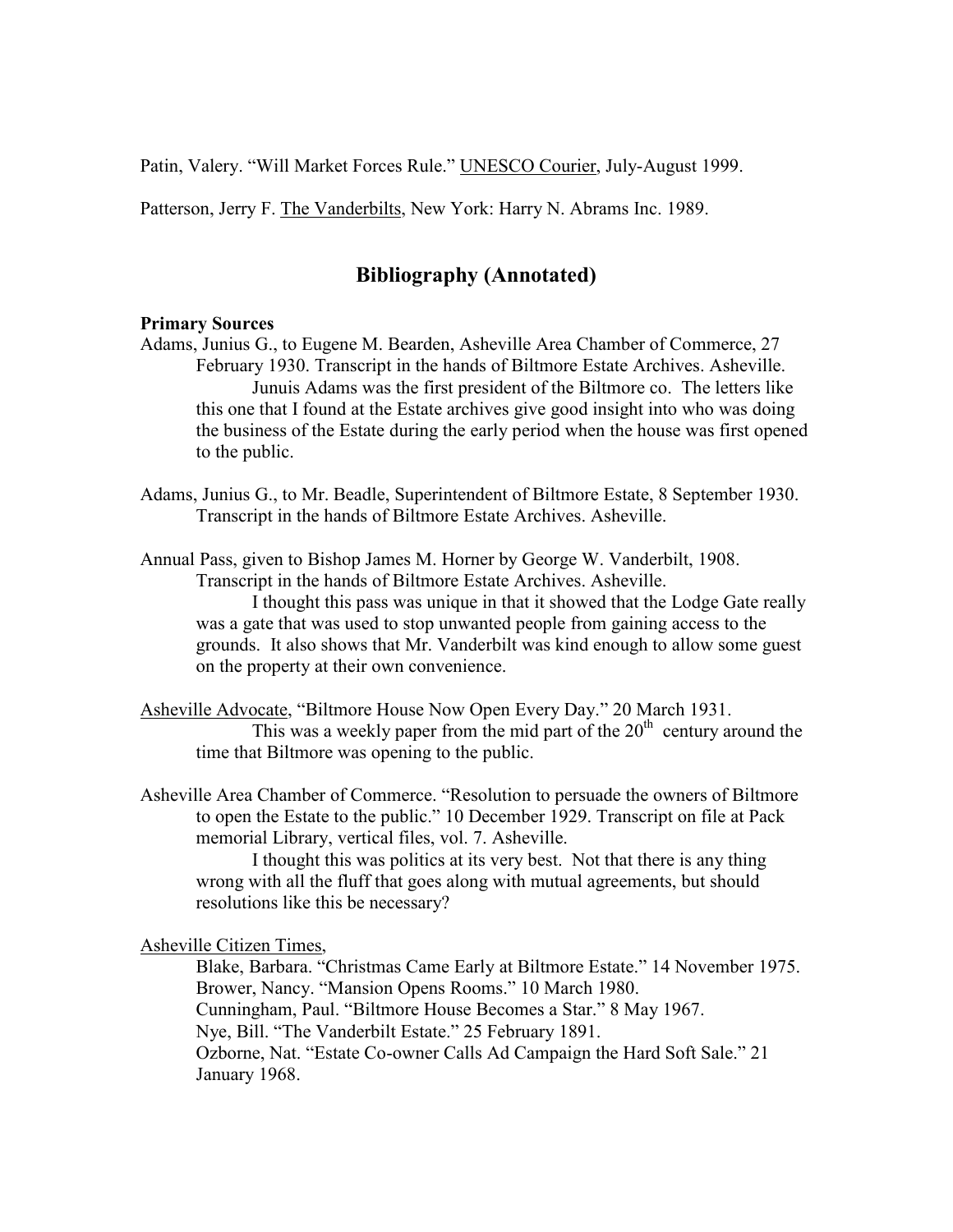Patin, Valery. "Will Market Forces Rule." UNESCO Courier, July-August 1999.

Patterson, Jerry F. The Vanderbilts, New York: Harry N. Abrams Inc. 1989.

## Bibliography (Annotated)

**Primary Sources**

Adams, Junius G., to Eugene M. Bearden, Asheville Area Chamber of Commerce, 27 February 1930. Transcript in the hands of Biltmore Estate Archives. Asheville.

Junuis Adams was the first president of the Biltmore co. The letters like this one that I found at the Estate archives give good insight into who was doing the business of the Estate during the early period when the house was first opened to the public.

Adams, Junius G., to Mr. Beadle, Superintendent of Biltmore Estate, 8 September 1930. Transcript in the hands of Biltmore Estate Archives. Asheville.

Annual Pass, given to Bishop James M. Horner by George W. Vanderbilt, 1908. Transcript in the hands of Biltmore Estate Archives. Asheville.

I thought this pass was unique in that it showed that the Lodge Gate really was a gate that was used to stop unwanted people from gaining access to the grounds. It also shows that Mr. Vanderbilt was kind enough to allow some guest on the property at their own convenience.

Asheville Advocate, "Biltmore House Now Open Every Day." 20 March 1931.

This was a weekly paper from the mid part of the 20th century around the time that Biltmore was opening to the public.

Asheville Area Chamber of Commerce. "Resolution to persuade the owners of Biltmore to open the Estate to the public." 10 December 1929. Transcript on file at Pack memorial Library, vertical files, vol. 7. Asheville.

I thought this was politics at its very best. Not that there is any thing wrong with all the fluff that goes along with mutual agreements, but should resolutions like this be necessary?

Asheville Citizen Times,

Blake, Barbara. "Christmas Came Early at Biltmore Estate." 14 November 1975.
Brower, Nancy. "Mansion Opens Rooms." 10 March 1980.
Cunningham, Paul. "Biltmore House Becomes a Star." 8 May 1967.
Nye, Bill. "The Vanderbilt Estate." 25 February 1891.
Ozborne, Nat. "Estate Co-owner Calls Ad Campaign the Hard Soft Sale." 21 January 1968.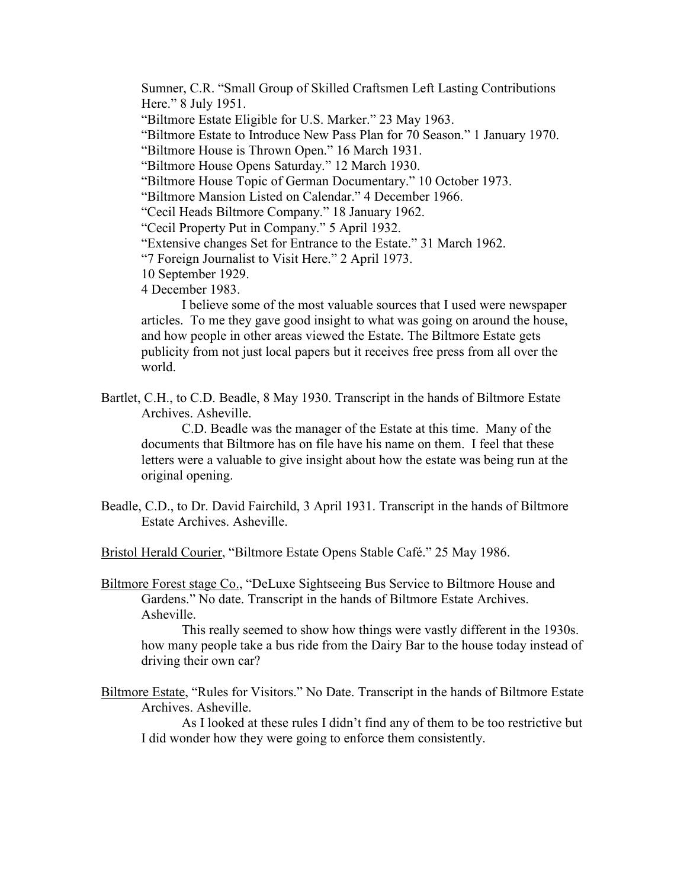Sumner, C.R. "Small Group of Skilled Craftsmen Left Lasting Contributions Here." 8 July 1951.
"Biltmore Estate Eligible for U.S. Marker." 23 May 1963.
"Biltmore Estate to Introduce New Pass Plan for 70 Season." 1 January 1970.
"Biltmore House is Thrown Open." 16 March 1931.
"Biltmore House Opens Saturday." 12 March 1930.
"Biltmore House Topic of German Documentary." 10 October 1973.
"Biltmore Mansion Listed on Calendar." 4 December 1966.
"Cecil Heads Biltmore Company." 18 January 1962.
"Cecil Property Put in Company." 5 April 1932.
"Extensive changes Set for Entrance to the Estate." 31 March 1962.
"7 Foreign Journalist to Visit Here." 2 April 1973.
10 September 1929.
4 December 1983.

I believe some of the most valuable sources that I used were newspaper articles. To me they gave good insight to what was going on around the house, and how people in other areas viewed the Estate. The Biltmore Estate gets publicity from not just local papers but it receives free press from all over the world.

Bartlet, C.H., to C.D. Beadle, 8 May 1930. Transcript in the hands of Biltmore Estate Archives. Asheville.

C.D. Beadle was the manager of the Estate at this time. Many of the documents that Biltmore has on file have his name on them. I feel that these letters were a valuable to give insight about how the estate was being run at the original opening.

Beadle, C.D., to Dr. David Fairchild, 3 April 1931. Transcript in the hands of Biltmore Estate Archives. Asheville.

Bristol Herald Courier, "Biltmore Estate Opens Stable Café." 25 May 1986.

Biltmore Forest stage Co., "DeLuxe Sightseeing Bus Service to Biltmore House and Gardens." No date. Transcript in the hands of Biltmore Estate Archives. Asheville.

This really seemed to show how things were vastly different in the 1930s. how many people take a bus ride from the Dairy Bar to the house today instead of driving their own car?

Biltmore Estate, "Rules for Visitors." No Date. Transcript in the hands of Biltmore Estate Archives. Asheville.

As I looked at these rules I didn't find any of them to be too restrictive but I did wonder how they were going to enforce them consistently.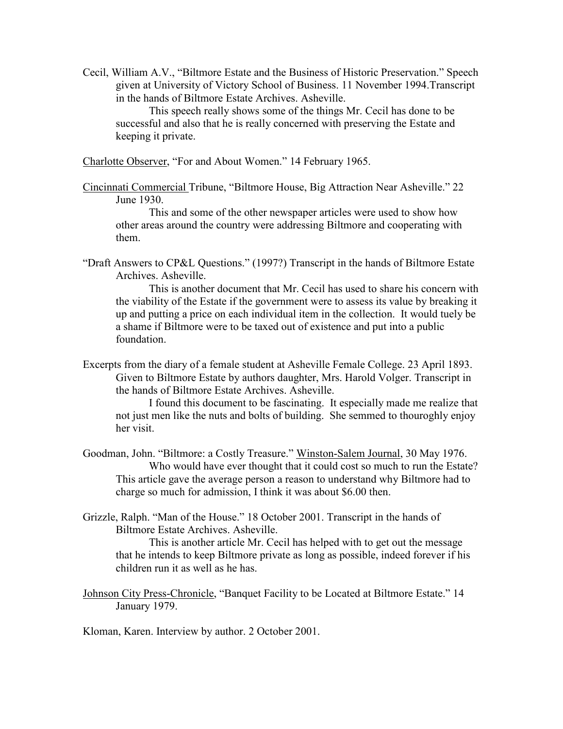Cecil, William A.V., "Biltmore Estate and the Business of Historic Preservation." Speech given at University of Victory School of Business. 11 November 1994.Transcript in the hands of Biltmore Estate Archives. Asheville.

This speech really shows some of the things Mr. Cecil has done to be successful and also that he is really concerned with preserving the Estate and keeping it private.

<u>Charlotte Observer</u>, "For and About Women." 14 February 1965.

<u>Cincinnati Commercial</u> Tribune, "Biltmore House, Big Attraction Near Asheville." 22 June 1930.

This and some of the other newspaper articles were used to show how other areas around the country were addressing Biltmore and cooperating with them.

"Draft Answers to CP&L Questions." (1997?) Transcript in the hands of Biltmore Estate Archives. Asheville.

This is another document that Mr. Cecil has used to share his concern with the viability of the Estate if the government were to assess its value by breaking it up and putting a price on each individual item in the collection. It would tuely be a shame if Biltmore were to be taxed out of existence and put into a public foundation.

Excerpts from the diary of a female student at Asheville Female College. 23 April 1893. Given to Biltmore Estate by authors daughter, Mrs. Harold Volger. Transcript in the hands of Biltmore Estate Archives. Asheville.

I found this document to be fascinating. It especially made me realize that not just men like the nuts and bolts of building. She semmed to thouroghly enjoy her visit.

Goodman, John. "Biltmore: a Costly Treasure." <u>Winston-Salem Journal</u>, 30 May 1976.

Who would have ever thought that it could cost so much to run the Estate? This article gave the average person a reason to understand why Biltmore had to charge so much for admission, I think it was about $6.00 then.

Grizzle, Ralph. "Man of the House." 18 October 2001. Transcript in the hands of Biltmore Estate Archives. Asheville.

This is another article Mr. Cecil has helped with to get out the message that he intends to keep Biltmore private as long as possible, indeed forever if his children run it as well as he has.

<u>Johnson City Press-Chronicle</u>, "Banquet Facility to be Located at Biltmore Estate." 14 January 1979.

Kloman, Karen. Interview by author. 2 October 2001.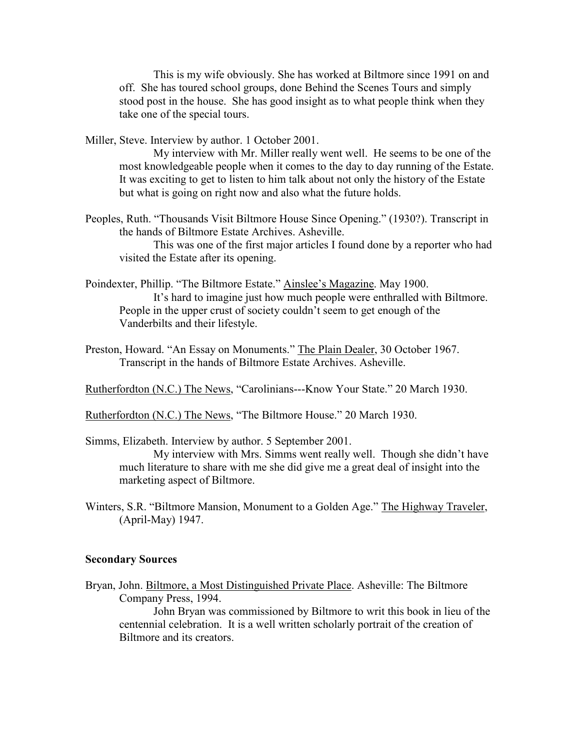This is my wife obviously. She has worked at Biltmore since 1991 on and off. She has toured school groups, done Behind the Scenes Tours and simply stood post in the house. She has good insight as to what people think when they take one of the special tours.

Miller, Steve. Interview by author. 1 October 2001.

My interview with Mr. Miller really went well. He seems to be one of the most knowledgeable people when it comes to the day to day running of the Estate. It was exciting to get to listen to him talk about not only the history of the Estate but what is going on right now and also what the future holds.

Peoples, Ruth. "Thousands Visit Biltmore House Since Opening." (1930?). Transcript in the hands of Biltmore Estate Archives. Asheville.

This was one of the first major articles I found done by a reporter who had visited the Estate after its opening.

Poindexter, Phillip. "The Biltmore Estate." Ainslee's Magazine. May 1900.

It's hard to imagine just how much people were enthralled with Biltmore. People in the upper crust of society couldn't seem to get enough of the Vanderbilts and their lifestyle.

Preston, Howard. "An Essay on Monuments." The Plain Dealer, 30 October 1967. Transcript in the hands of Biltmore Estate Archives. Asheville.

Rutherfordton (N.C.) The News, "Carolinians---Know Your State." 20 March 1930.

Rutherfordton (N.C.) The News, "The Biltmore House." 20 March 1930.

Simms, Elizabeth. Interview by author. 5 September 2001.

My interview with Mrs. Simms went really well. Though she didn't have much literature to share with me she did give me a great deal of insight into the marketing aspect of Biltmore.

Winters, S.R. "Biltmore Mansion, Monument to a Golden Age." The Highway Traveler, (April-May) 1947.

**Secondary Sources**

Bryan, John. Biltmore, a Most Distinguished Private Place. Asheville: The Biltmore Company Press, 1994.

John Bryan was commissioned by Biltmore to writ this book in lieu of the centennial celebration. It is a well written scholarly portrait of the creation of Biltmore and its creators.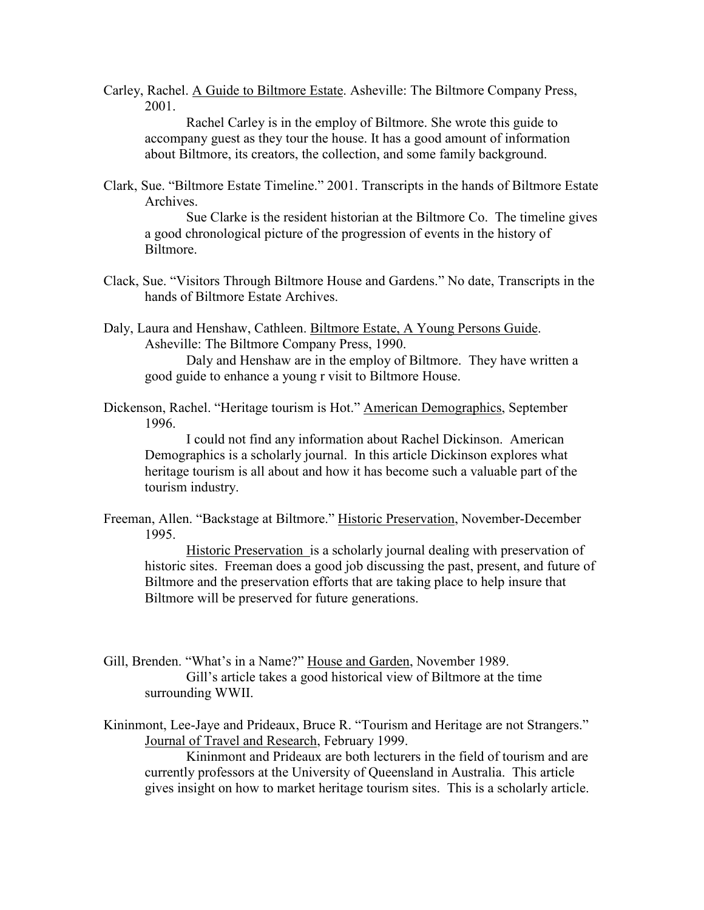Carley, Rachel. A Guide to Biltmore Estate. Asheville: The Biltmore Company Press, 2001.

Rachel Carley is in the employ of Biltmore. She wrote this guide to accompany guest as they tour the house. It has a good amount of information about Biltmore, its creators, the collection, and some family background.

Clark, Sue. "Biltmore Estate Timeline." 2001. Transcripts in the hands of Biltmore Estate Archives.

Sue Clarke is the resident historian at the Biltmore Co. The timeline gives a good chronological picture of the progression of events in the history of Biltmore.

Clack, Sue. "Visitors Through Biltmore House and Gardens." No date, Transcripts in the hands of Biltmore Estate Archives.

Daly, Laura and Henshaw, Cathleen. Biltmore Estate, A Young Persons Guide. Asheville: The Biltmore Company Press, 1990.

Daly and Henshaw are in the employ of Biltmore. They have written a good guide to enhance a young r visit to Biltmore House.

Dickenson, Rachel. "Heritage tourism is Hot." American Demographics, September 1996.

I could not find any information about Rachel Dickinson. American Demographics is a scholarly journal. In this article Dickinson explores what heritage tourism is all about and how it has become such a valuable part of the tourism industry.

Freeman, Allen. "Backstage at Biltmore." Historic Preservation, November-December 1995.

Historic Preservation is a scholarly journal dealing with preservation of historic sites. Freeman does a good job discussing the past, present, and future of Biltmore and the preservation efforts that are taking place to help insure that Biltmore will be preserved for future generations.

Gill, Brenden. "What's in a Name?" House and Garden, November 1989.

Gill's article takes a good historical view of Biltmore at the time surrounding WWII.

Kininmont, Lee-Jaye and Prideaux, Bruce R. "Tourism and Heritage are not Strangers." Journal of Travel and Research, February 1999.

Kininmont and Prideaux are both lecturers in the field of tourism and are currently professors at the University of Queensland in Australia. This article gives insight on how to market heritage tourism sites. This is a scholarly article.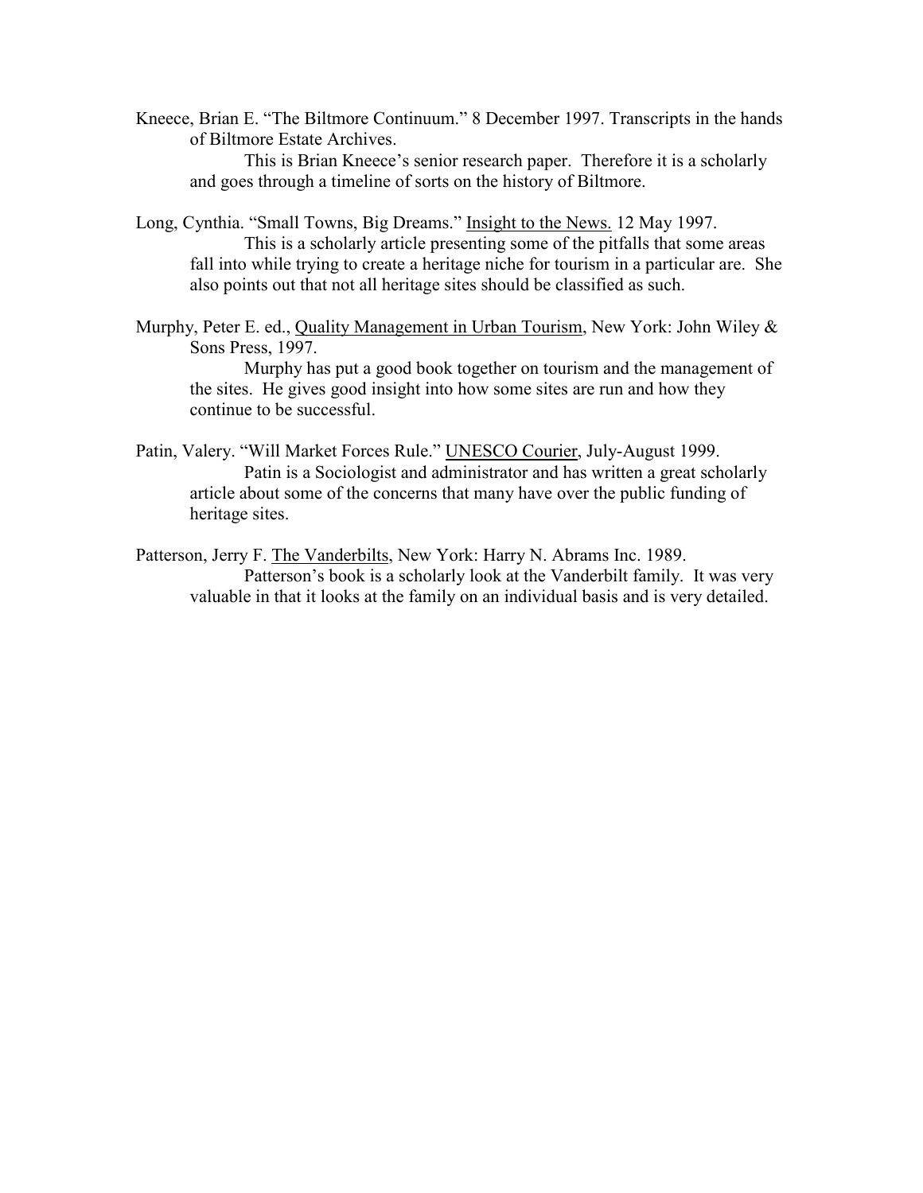Kneece, Brian E. "The Biltmore Continuum." 8 December 1997. Transcripts in the hands of Biltmore Estate Archives.

This is Brian Kneece's senior research paper. Therefore it is a scholarly and goes through a timeline of sorts on the history of Biltmore.

Long, Cynthia. "Small Towns, Big Dreams." Insight to the News. 12 May 1997.

This is a scholarly article presenting some of the pitfalls that some areas fall into while trying to create a heritage niche for tourism in a particular are. She also points out that not all heritage sites should be classified as such.

Murphy, Peter E. ed., Quality Management in Urban Tourism, New York: John Wiley & Sons Press, 1997.

Murphy has put a good book together on tourism and the management of the sites. He gives good insight into how some sites are run and how they continue to be successful.

Patin, Valery. "Will Market Forces Rule." UNESCO Courier, July-August 1999.

Patin is a Sociologist and administrator and has written a great scholarly article about some of the concerns that many have over the public funding of heritage sites.

Patterson, Jerry F. The Vanderbilts, New York: Harry N. Abrams Inc. 1989.

Patterson's book is a scholarly look at the Vanderbilt family. It was very valuable in that it looks at the family on an individual basis and is very detailed.